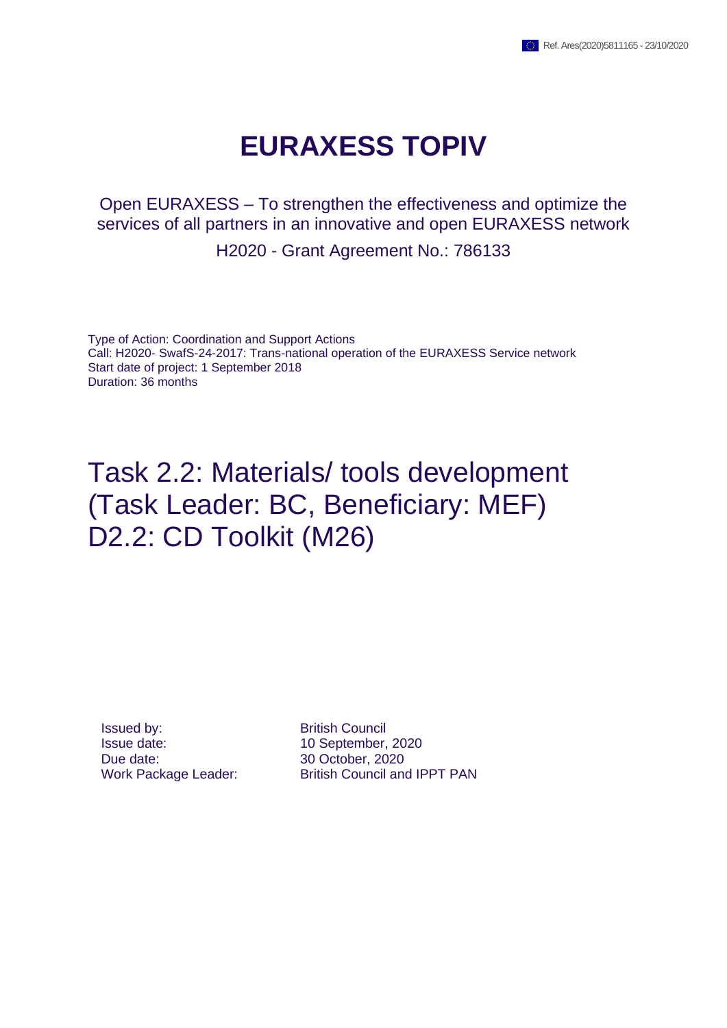Ref. Ares(2020)5811165 - 23/10/2020

# EURAXESS TOPIV

Open EURAXESS – To strengthen the effectiveness and optimize the services of all partners in an innovative and open EURAXESS network

H2020 - Grant Agreement No.: 786133

Type of Action: Coordination and Support Actions
Call: H2020- SwafS-24-2017: Trans-national operation of the EURAXESS Service network
Start date of project: 1 September 2018
Duration: 36 months

## Task 2.2: Materials/ tools development (Task Leader: BC, Beneficiary: MEF) D2.2: CD Toolkit (M26)

| | |
|---|---|
| Issued by: | British Council |
| Issue date: | 10 September, 2020 |
| Due date: | 30 October, 2020 |
| Work Package Leader: | British Council and IPPT PAN |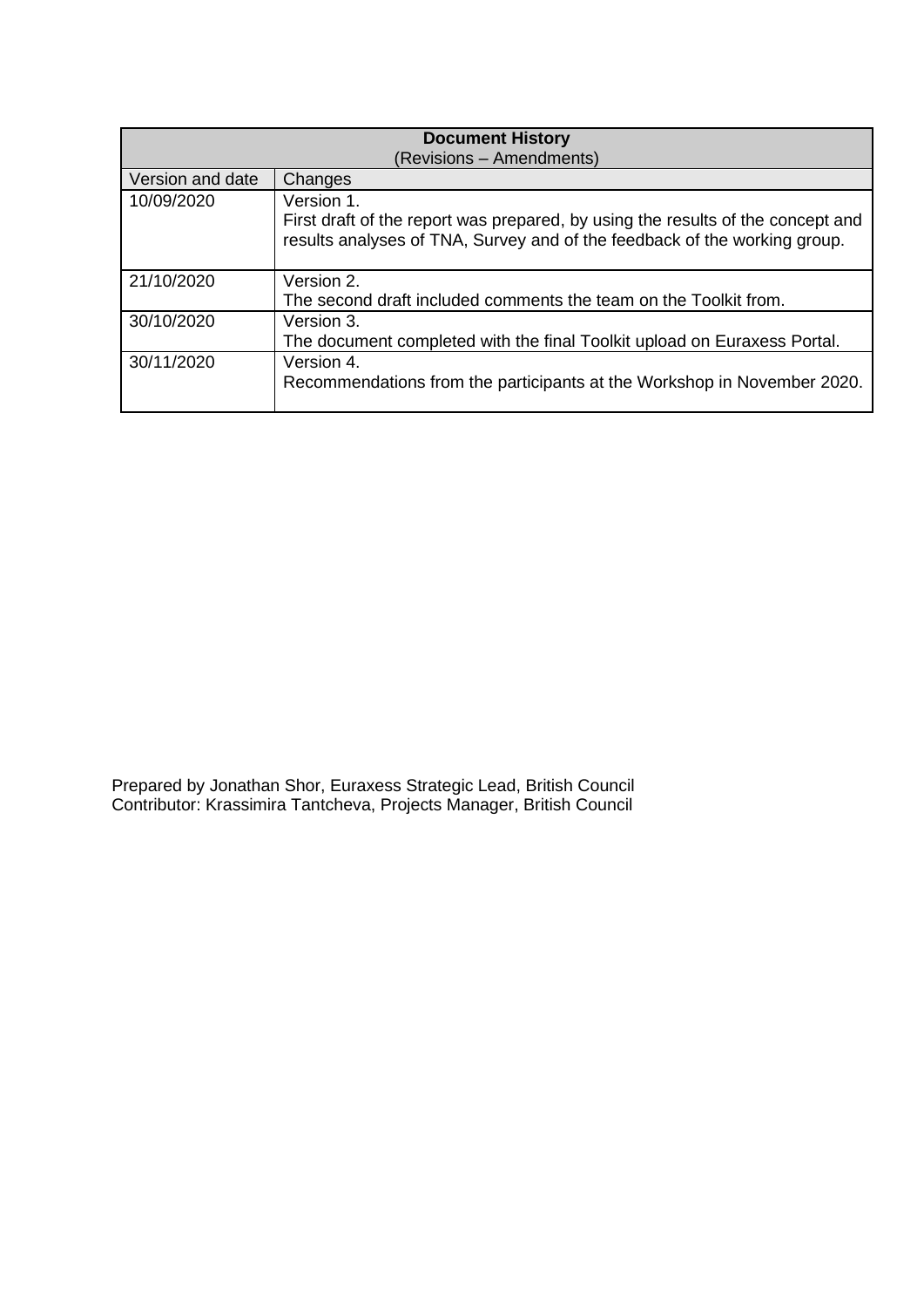| Document History (Revisions – Amendments) | |
|---|---|
| Version and date | Changes |
| 10/09/2020 | Version 1. First draft of the report was prepared, by using the results of the concept and results analyses of TNA, Survey and of the feedback of the working group. |
| 21/10/2020 | Version 2. The second draft included comments the team on the Toolkit from. |
| 30/10/2020 | Version 3. The document completed with the final Toolkit upload on Euraxess Portal. |
| 30/11/2020 | Version 4. Recommendations from the participants at the Workshop in November 2020. |

Prepared by Jonathan Shor, Euraxess Strategic Lead, British Council
Contributor: Krassimira Tantcheva, Projects Manager, British Council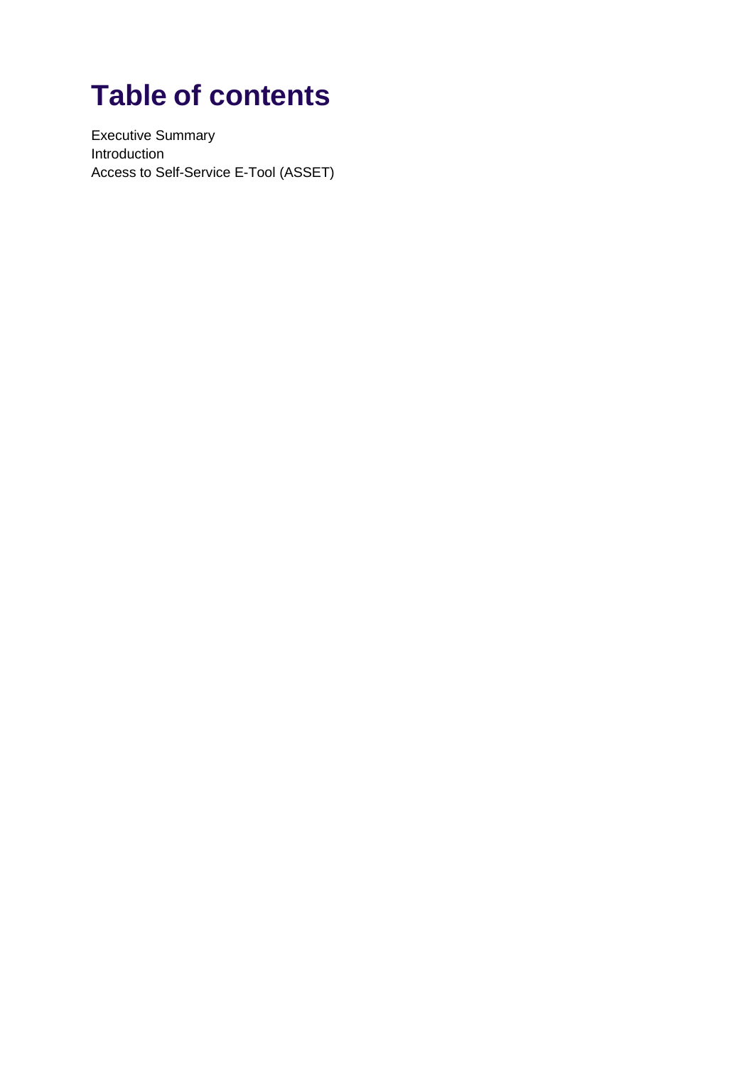# Table of contents

Executive Summary
Introduction
Access to Self-Service E-Tool (ASSET)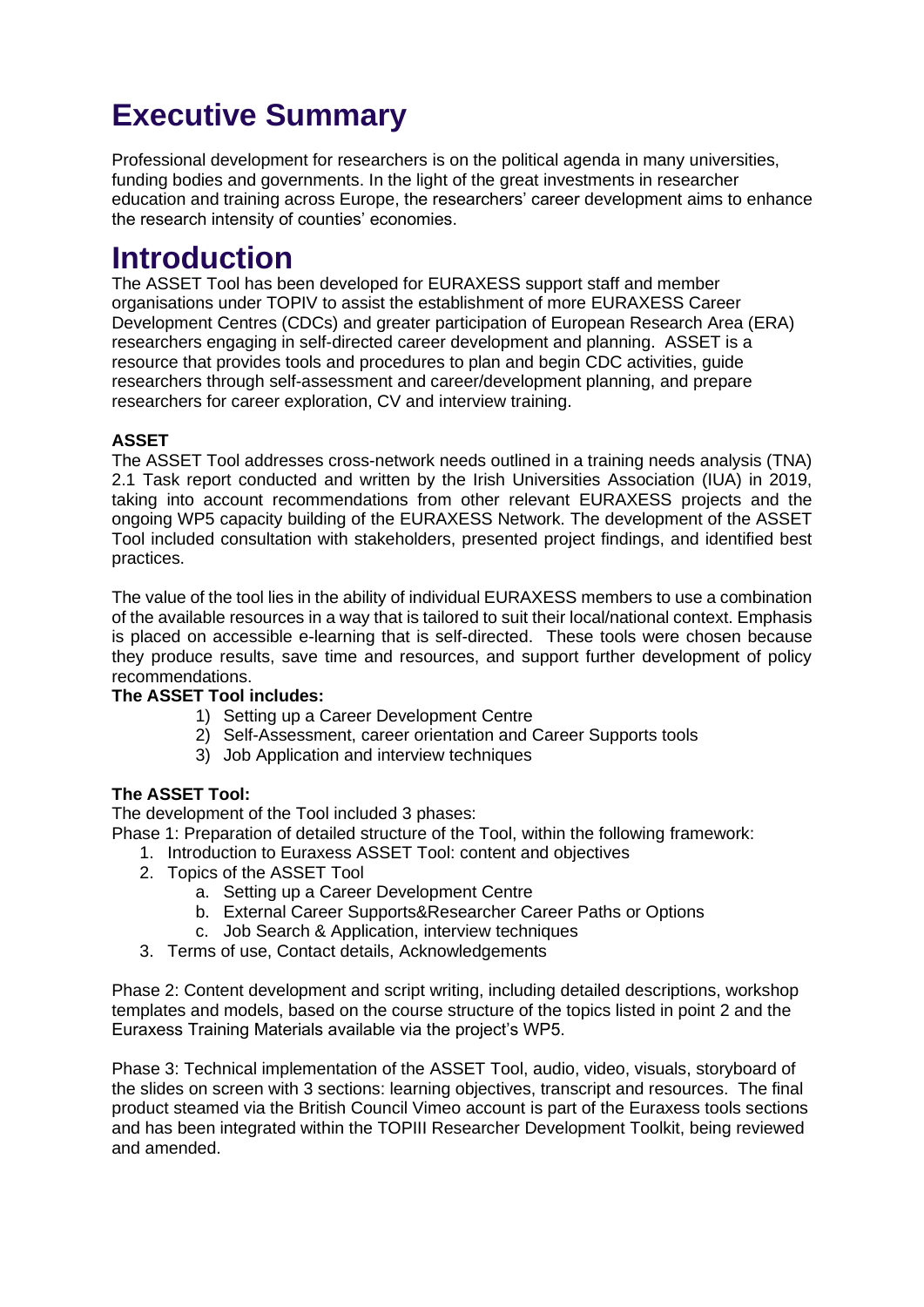# Executive Summary

Professional development for researchers is on the political agenda in many universities, funding bodies and governments. In the light of the great investments in researcher education and training across Europe, the researchers' career development aims to enhance the research intensity of counties' economies.

# Introduction

The ASSET Tool has been developed for EURAXESS support staff and member organisations under TOPIV to assist the establishment of more EURAXESS Career Development Centres (CDCs) and greater participation of European Research Area (ERA) researchers engaging in self-directed career development and planning. ASSET is a resource that provides tools and procedures to plan and begin CDC activities, guide researchers through self-assessment and career/development planning, and prepare researchers for career exploration, CV and interview training.

**ASSET**

The ASSET Tool addresses cross-network needs outlined in a training needs analysis (TNA) 2.1 Task report conducted and written by the Irish Universities Association (IUA) in 2019, taking into account recommendations from other relevant EURAXESS projects and the ongoing WP5 capacity building of the EURAXESS Network. The development of the ASSET Tool included consultation with stakeholders, presented project findings, and identified best practices.

The value of the tool lies in the ability of individual EURAXESS members to use a combination of the available resources in a way that is tailored to suit their local/national context. Emphasis is placed on accessible e-learning that is self-directed. These tools were chosen because they produce results, save time and resources, and support further development of policy recommendations.

**The ASSET Tool includes:**

1) Setting up a Career Development Centre
2) Self-Assessment, career orientation and Career Supports tools
3) Job Application and interview techniques

**The ASSET Tool:**

The development of the Tool included 3 phases:

Phase 1: Preparation of detailed structure of the Tool, within the following framework:

1. Introduction to Euraxess ASSET Tool: content and objectives
2. Topics of the ASSET Tool
   a. Setting up a Career Development Centre
   b. External Career Supports&Researcher Career Paths or Options
   c. Job Search & Application, interview techniques
3. Terms of use, Contact details, Acknowledgements

Phase 2: Content development and script writing, including detailed descriptions, workshop templates and models, based on the course structure of the topics listed in point 2 and the Euraxess Training Materials available via the project's WP5.

Phase 3: Technical implementation of the ASSET Tool, audio, video, visuals, storyboard of the slides on screen with 3 sections: learning objectives, transcript and resources. The final product steamed via the British Council Vimeo account is part of the Euraxess tools sections and has been integrated within the TOPIII Researcher Development Toolkit, being reviewed and amended.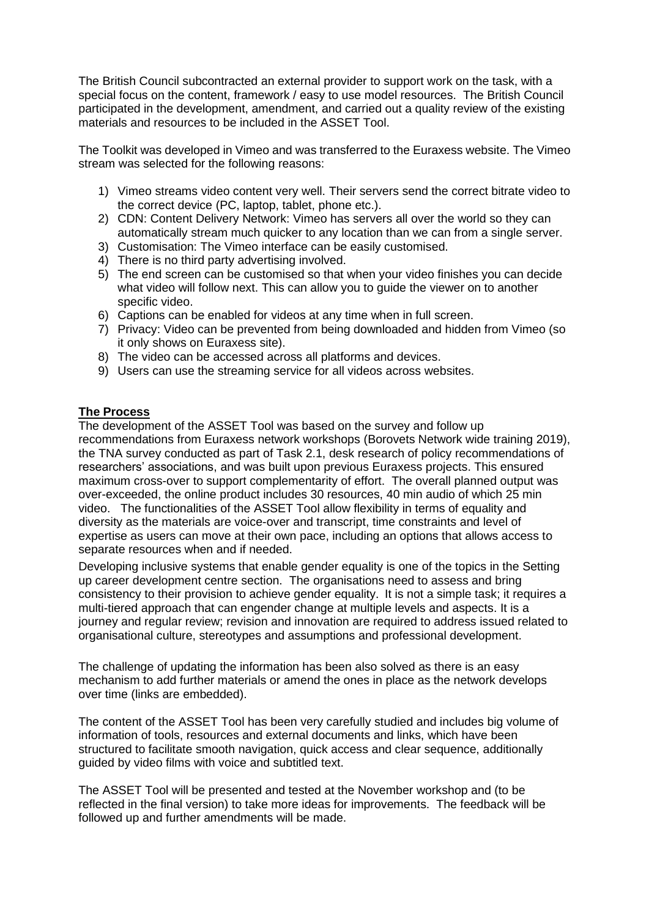The British Council subcontracted an external provider to support work on the task, with a special focus on the content, framework / easy to use model resources. The British Council participated in the development, amendment, and carried out a quality review of the existing materials and resources to be included in the ASSET Tool.

The Toolkit was developed in Vimeo and was transferred to the Euraxess website. The Vimeo stream was selected for the following reasons:

1) Vimeo streams video content very well. Their servers send the correct bitrate video to the correct device (PC, laptop, tablet, phone etc.).
2) CDN: Content Delivery Network: Vimeo has servers all over the world so they can automatically stream much quicker to any location than we can from a single server.
3) Customisation: The Vimeo interface can be easily customised.
4) There is no third party advertising involved.
5) The end screen can be customised so that when your video finishes you can decide what video will follow next. This can allow you to guide the viewer on to another specific video.
6) Captions can be enabled for videos at any time when in full screen.
7) Privacy: Video can be prevented from being downloaded and hidden from Vimeo (so it only shows on Euraxess site).
8) The video can be accessed across all platforms and devices.
9) Users can use the streaming service for all videos across websites.

**The Process**

The development of the ASSET Tool was based on the survey and follow up recommendations from Euraxess network workshops (Borovets Network wide training 2019), the TNA survey conducted as part of Task 2.1, desk research of policy recommendations of researchers' associations, and was built upon previous Euraxess projects. This ensured maximum cross-over to support complementarity of effort. The overall planned output was over-exceeded, the online product includes 30 resources, 40 min audio of which 25 min video. The functionalities of the ASSET Tool allow flexibility in terms of equality and diversity as the materials are voice-over and transcript, time constraints and level of expertise as users can move at their own pace, including an options that allows access to separate resources when and if needed.

Developing inclusive systems that enable gender equality is one of the topics in the Setting up career development centre section. The organisations need to assess and bring consistency to their provision to achieve gender equality. It is not a simple task; it requires a multi-tiered approach that can engender change at multiple levels and aspects. It is a journey and regular review; revision and innovation are required to address issued related to organisational culture, stereotypes and assumptions and professional development.

The challenge of updating the information has been also solved as there is an easy mechanism to add further materials or amend the ones in place as the network develops over time (links are embedded).

The content of the ASSET Tool has been very carefully studied and includes big volume of information of tools, resources and external documents and links, which have been structured to facilitate smooth navigation, quick access and clear sequence, additionally guided by video films with voice and subtitled text.

The ASSET Tool will be presented and tested at the November workshop and (to be reflected in the final version) to take more ideas for improvements. The feedback will be followed up and further amendments will be made.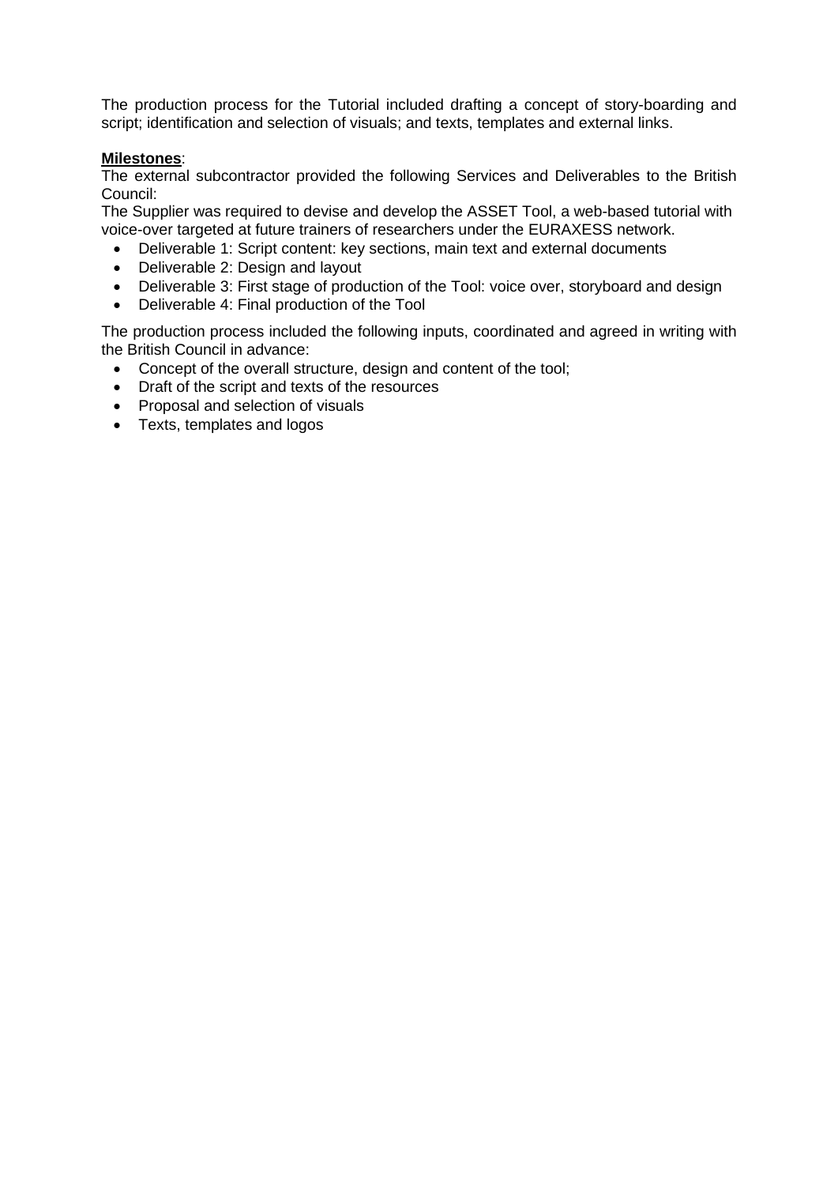The production process for the Tutorial included drafting a concept of story-boarding and script; identification and selection of visuals; and texts, templates and external links.

**Milestones**:
The external subcontractor provided the following Services and Deliverables to the British Council:
The Supplier was required to devise and develop the ASSET Tool, a web-based tutorial with voice-over targeted at future trainers of researchers under the EURAXESS network.

- Deliverable 1: Script content: key sections, main text and external documents
- Deliverable 2: Design and layout
- Deliverable 3: First stage of production of the Tool: voice over, storyboard and design
- Deliverable 4: Final production of the Tool

The production process included the following inputs, coordinated and agreed in writing with the British Council in advance:

- Concept of the overall structure, design and content of the tool;
- Draft of the script and texts of the resources
- Proposal and selection of visuals
- Texts, templates and logos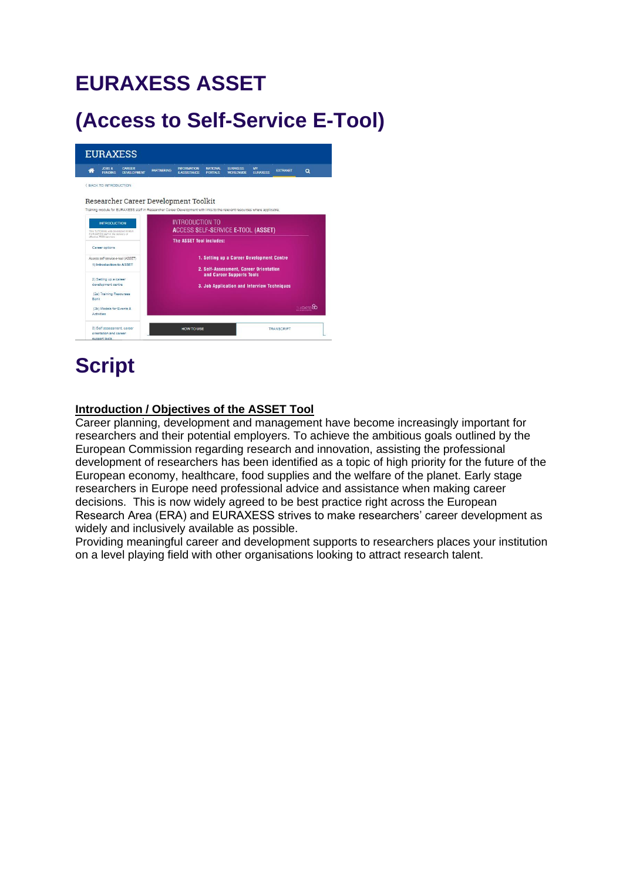# EURAXESS ASSET

# (Access to Self-Service E-Tool)

# Script

**Introduction / Objectives of the ASSET Tool**

Career planning, development and management have become increasingly important for researchers and their potential employers. To achieve the ambitious goals outlined by the European Commission regarding research and innovation, assisting the professional development of researchers has been identified as a topic of high priority for the future of the European economy, healthcare, food supplies and the welfare of the planet. Early stage researchers in Europe need professional advice and assistance when making career decisions. This is now widely agreed to be best practice right across the European Research Area (ERA) and EURAXESS strives to make researchers' career development as widely and inclusively available as possible.

Providing meaningful career and development supports to researchers places your institution on a level playing field with other organisations looking to attract research talent.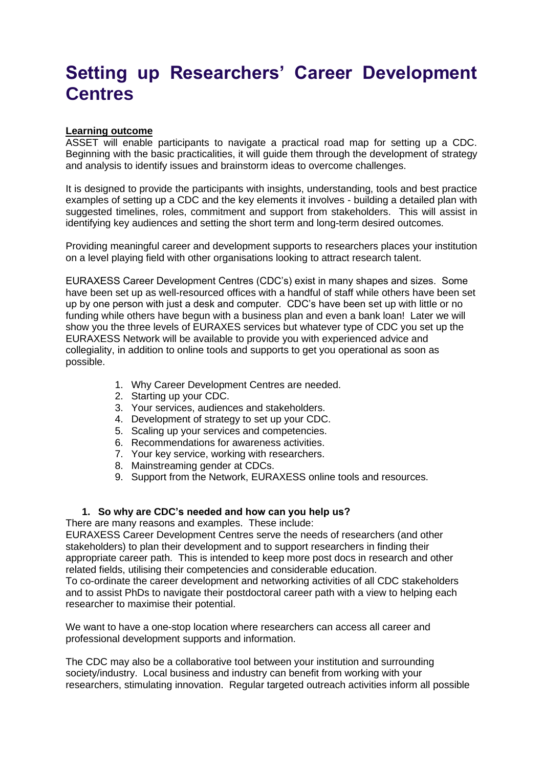# Setting up Researchers' Career Development Centres

**Learning outcome**

ASSET will enable participants to navigate a practical road map for setting up a CDC. Beginning with the basic practicalities, it will guide them through the development of strategy and analysis to identify issues and brainstorm ideas to overcome challenges.

It is designed to provide the participants with insights, understanding, tools and best practice examples of setting up a CDC and the key elements it involves - building a detailed plan with suggested timelines, roles, commitment and support from stakeholders. This will assist in identifying key audiences and setting the short term and long-term desired outcomes.

Providing meaningful career and development supports to researchers places your institution on a level playing field with other organisations looking to attract research talent.

EURAXESS Career Development Centres (CDC's) exist in many shapes and sizes. Some have been set up as well-resourced offices with a handful of staff while others have been set up by one person with just a desk and computer. CDC's have been set up with little or no funding while others have begun with a business plan and even a bank loan! Later we will show you the three levels of EURAXES services but whatever type of CDC you set up the EURAXESS Network will be available to provide you with experienced advice and collegiality, in addition to online tools and supports to get you operational as soon as possible.

1. Why Career Development Centres are needed.
2. Starting up your CDC.
3. Your services, audiences and stakeholders.
4. Development of strategy to set up your CDC.
5. Scaling up your services and competencies.
6. Recommendations for awareness activities.
7. Your key service, working with researchers.
8. Mainstreaming gender at CDCs.
9. Support from the Network, EURAXESS online tools and resources.

## 1. So why are CDC's needed and how can you help us?

There are many reasons and examples. These include:

EURAXESS Career Development Centres serve the needs of researchers (and other stakeholders) to plan their development and to support researchers in finding their appropriate career path. This is intended to keep more post docs in research and other related fields, utilising their competencies and considerable education.

To co-ordinate the career development and networking activities of all CDC stakeholders and to assist PhDs to navigate their postdoctoral career path with a view to helping each researcher to maximise their potential.

We want to have a one-stop location where researchers can access all career and professional development supports and information.

The CDC may also be a collaborative tool between your institution and surrounding society/industry. Local business and industry can benefit from working with your researchers, stimulating innovation. Regular targeted outreach activities inform all possible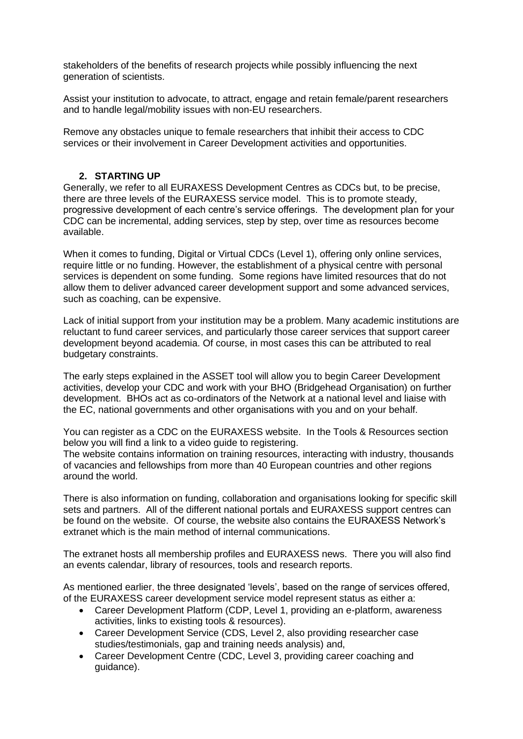stakeholders of the benefits of research projects while possibly influencing the next generation of scientists.

Assist your institution to advocate, to attract, engage and retain female/parent researchers and to handle legal/mobility issues with non-EU researchers.

Remove any obstacles unique to female researchers that inhibit their access to CDC services or their involvement in Career Development activities and opportunities.

## 2. STARTING UP

Generally, we refer to all EURAXESS Development Centres as CDCs but, to be precise, there are three levels of the EURAXESS service model. This is to promote steady, progressive development of each centre's service offerings. The development plan for your CDC can be incremental, adding services, step by step, over time as resources become available.

When it comes to funding, Digital or Virtual CDCs (Level 1), offering only online services, require little or no funding. However, the establishment of a physical centre with personal services is dependent on some funding. Some regions have limited resources that do not allow them to deliver advanced career development support and some advanced services, such as coaching, can be expensive.

Lack of initial support from your institution may be a problem. Many academic institutions are reluctant to fund career services, and particularly those career services that support career development beyond academia. Of course, in most cases this can be attributed to real budgetary constraints.

The early steps explained in the ASSET tool will allow you to begin Career Development activities, develop your CDC and work with your BHO (Bridgehead Organisation) on further development. BHOs act as co-ordinators of the Network at a national level and liaise with the EC, national governments and other organisations with you and on your behalf.

You can register as a CDC on the EURAXESS website. In the Tools & Resources section below you will find a link to a video guide to registering.
The website contains information on training resources, interacting with industry, thousands of vacancies and fellowships from more than 40 European countries and other regions around the world.

There is also information on funding, collaboration and organisations looking for specific skill sets and partners. All of the different national portals and EURAXESS support centres can be found on the website. Of course, the website also contains the EURAXESS Network's extranet which is the main method of internal communications.

The extranet hosts all membership profiles and EURAXESS news. There you will also find an events calendar, library of resources, tools and research reports.

As mentioned earlier, the three designated 'levels', based on the range of services offered, of the EURAXESS career development service model represent status as either a:

- Career Development Platform (CDP, Level 1, providing an e-platform, awareness activities, links to existing tools & resources).
- Career Development Service (CDS, Level 2, also providing researcher case studies/testimonials, gap and training needs analysis) and,
- Career Development Centre (CDC, Level 3, providing career coaching and guidance).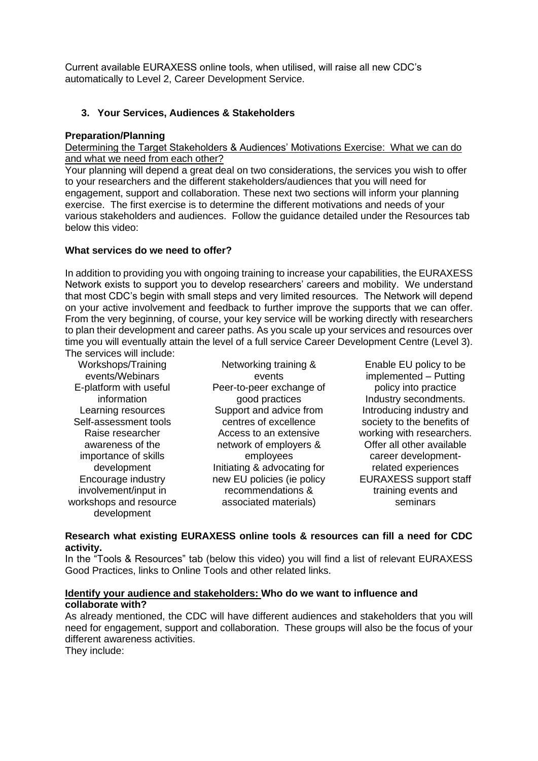Current available EURAXESS online tools, when utilised, will raise all new CDC's automatically to Level 2, Career Development Service.

## 3. Your Services, Audiences & Stakeholders

**Preparation/Planning**

Determining the Target Stakeholders & Audiences' Motivations Exercise: What we can do and what we need from each other?

Your planning will depend a great deal on two considerations, the services you wish to offer to your researchers and the different stakeholders/audiences that you will need for engagement, support and collaboration. These next two sections will inform your planning exercise. The first exercise is to determine the different motivations and needs of your various stakeholders and audiences. Follow the guidance detailed under the Resources tab below this video:

**What services do we need to offer?**

In addition to providing you with ongoing training to increase your capabilities, the EURAXESS Network exists to support you to develop researchers' careers and mobility. We understand that most CDC's begin with small steps and very limited resources. The Network will depend on your active involvement and feedback to further improve the supports that we can offer. From the very beginning, of course, your key service will be working directly with researchers to plan their development and career paths. As you scale up your services and resources over time you will eventually attain the level of a full service Career Development Centre (Level 3). The services will include:

- Workshops/Training events/Webinars
- E-platform with useful information
- Learning resources
- Self-assessment tools
- Raise researcher awareness of the importance of skills development
- Encourage industry involvement/input in workshops and resource development
- Networking training & events
- Peer-to-peer exchange of good practices
- Support and advice from centres of excellence
- Access to an extensive network of employers & employees
- Initiating & advocating for new EU policies (ie policy recommendations & associated materials)
- Enable EU policy to be implemented – Putting policy into practice
- Industry secondments.
- Introducing industry and society to the benefits of working with researchers.
- Offer all other available career development-related experiences
- EURAXESS support staff training events and seminars

**Research what existing EURAXESS online tools & resources can fill a need for CDC activity.**

In the "Tools & Resources" tab (below this video) you will find a list of relevant EURAXESS Good Practices, links to Online Tools and other related links.

**Identify your audience and stakeholders: Who do we want to influence and collaborate with?**

As already mentioned, the CDC will have different audiences and stakeholders that you will need for engagement, support and collaboration. These groups will also be the focus of your different awareness activities.

They include: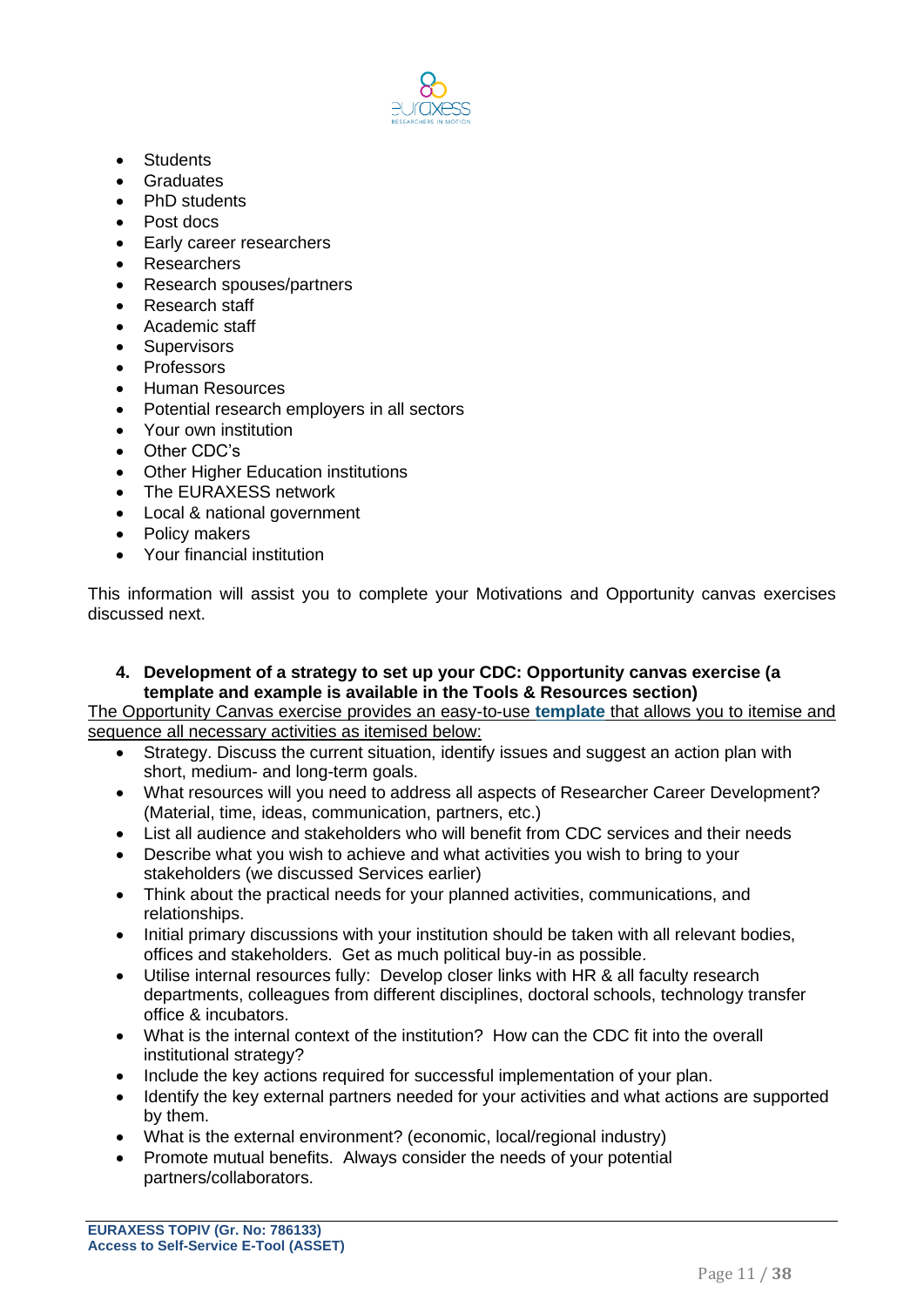- Students
- Graduates
- PhD students
- Post docs
- Early career researchers
- Researchers
- Research spouses/partners
- Research staff
- Academic staff
- Supervisors
- Professors
- Human Resources
- Potential research employers in all sectors
- Your own institution
- Other CDC's
- Other Higher Education institutions
- The EURAXESS network
- Local & national government
- Policy makers
- Your financial institution

This information will assist you to complete your Motivations and Opportunity canvas exercises discussed next.

**4. Development of a strategy to set up your CDC: Opportunity canvas exercise (a template and example is available in the Tools & Resources section)**

The Opportunity Canvas exercise provides an easy-to-use **template** that allows you to itemise and sequence all necessary activities as itemised below:

- Strategy. Discuss the current situation, identify issues and suggest an action plan with short, medium- and long-term goals.
- What resources will you need to address all aspects of Researcher Career Development? (Material, time, ideas, communication, partners, etc.)
- List all audience and stakeholders who will benefit from CDC services and their needs
- Describe what you wish to achieve and what activities you wish to bring to your stakeholders (we discussed Services earlier)
- Think about the practical needs for your planned activities, communications, and relationships.
- Initial primary discussions with your institution should be taken with all relevant bodies, offices and stakeholders. Get as much political buy-in as possible.
- Utilise internal resources fully: Develop closer links with HR & all faculty research departments, colleagues from different disciplines, doctoral schools, technology transfer office & incubators.
- What is the internal context of the institution? How can the CDC fit into the overall institutional strategy?
- Include the key actions required for successful implementation of your plan.
- Identify the key external partners needed for your activities and what actions are supported by them.
- What is the external environment? (economic, local/regional industry)
- Promote mutual benefits. Always consider the needs of your potential partners/collaborators.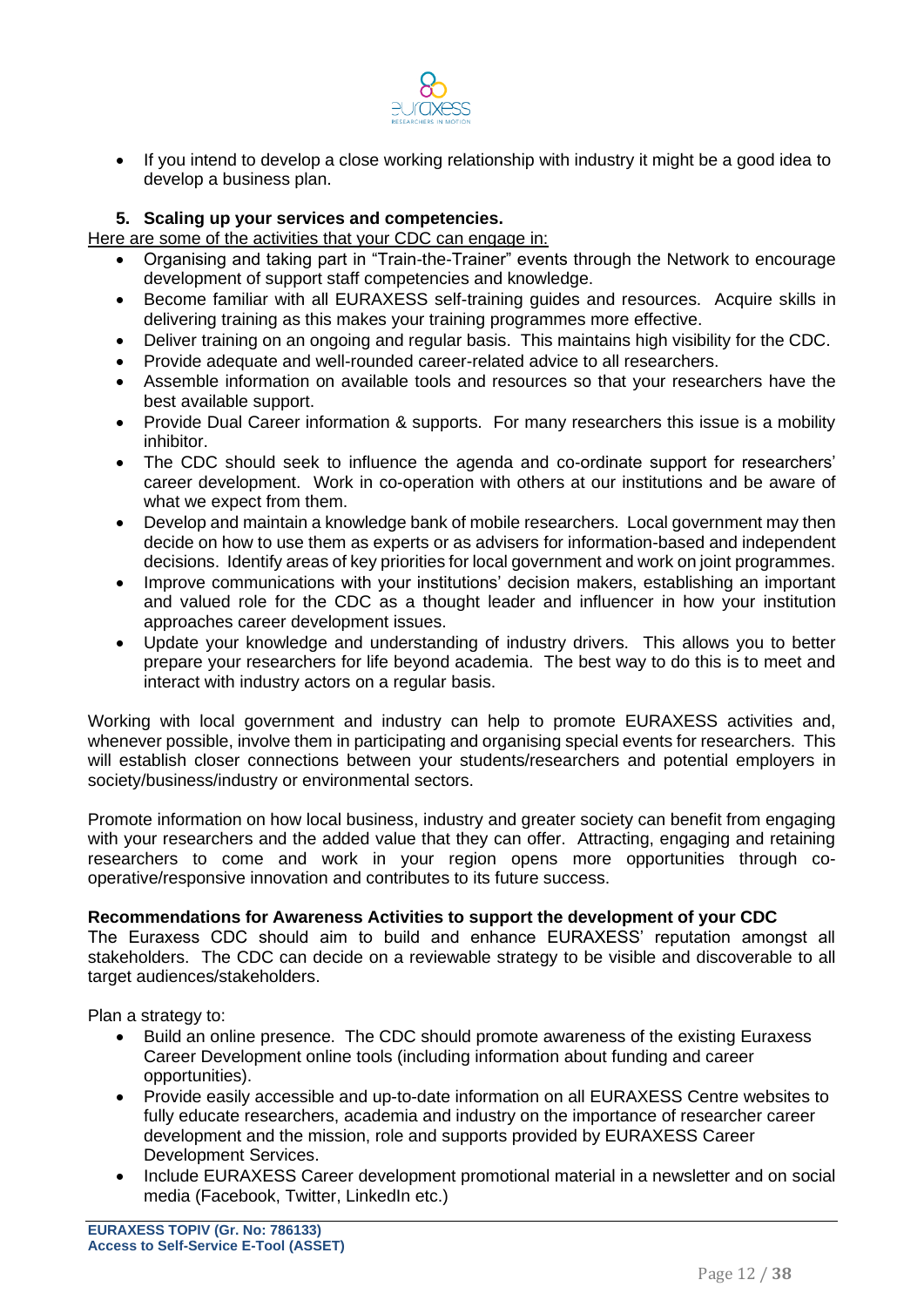- If you intend to develop a close working relationship with industry it might be a good idea to develop a business plan.

**5. Scaling up your services and competencies.**

Here are some of the activities that your CDC can engage in:

- Organising and taking part in "Train-the-Trainer" events through the Network to encourage development of support staff competencies and knowledge.
- Become familiar with all EURAXESS self-training guides and resources. Acquire skills in delivering training as this makes your training programmes more effective.
- Deliver training on an ongoing and regular basis. This maintains high visibility for the CDC.
- Provide adequate and well-rounded career-related advice to all researchers.
- Assemble information on available tools and resources so that your researchers have the best available support.
- Provide Dual Career information & supports. For many researchers this issue is a mobility inhibitor.
- The CDC should seek to influence the agenda and co-ordinate support for researchers' career development. Work in co-operation with others at our institutions and be aware of what we expect from them.
- Develop and maintain a knowledge bank of mobile researchers. Local government may then decide on how to use them as experts or as advisers for information-based and independent decisions. Identify areas of key priorities for local government and work on joint programmes.
- Improve communications with your institutions' decision makers, establishing an important and valued role for the CDC as a thought leader and influencer in how your institution approaches career development issues.
- Update your knowledge and understanding of industry drivers. This allows you to better prepare your researchers for life beyond academia. The best way to do this is to meet and interact with industry actors on a regular basis.

Working with local government and industry can help to promote EURAXESS activities and, whenever possible, involve them in participating and organising special events for researchers. This will establish closer connections between your students/researchers and potential employers in society/business/industry or environmental sectors.

Promote information on how local business, industry and greater society can benefit from engaging with your researchers and the added value that they can offer. Attracting, engaging and retaining researchers to come and work in your region opens more opportunities through co-operative/responsive innovation and contributes to its future success.

**Recommendations for Awareness Activities to support the development of your CDC**

The Euraxess CDC should aim to build and enhance EURAXESS' reputation amongst all stakeholders. The CDC can decide on a reviewable strategy to be visible and discoverable to all target audiences/stakeholders.

Plan a strategy to:

- Build an online presence. The CDC should promote awareness of the existing Euraxess Career Development online tools (including information about funding and career opportunities).
- Provide easily accessible and up-to-date information on all EURAXESS Centre websites to fully educate researchers, academia and industry on the importance of researcher career development and the mission, role and supports provided by EURAXESS Career Development Services.
- Include EURAXESS Career development promotional material in a newsletter and on social media (Facebook, Twitter, LinkedIn etc.)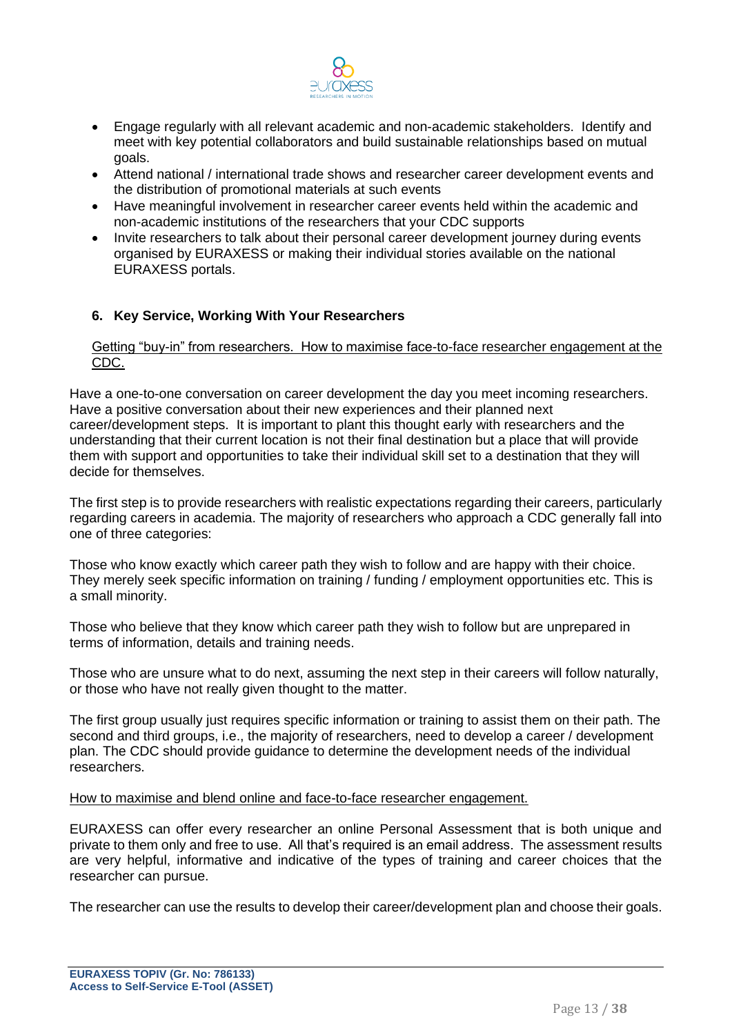- Engage regularly with all relevant academic and non-academic stakeholders. Identify and meet with key potential collaborators and build sustainable relationships based on mutual goals.
- Attend national / international trade shows and researcher career development events and the distribution of promotional materials at such events
- Have meaningful involvement in researcher career events held within the academic and non-academic institutions of the researchers that your CDC supports
- Invite researchers to talk about their personal career development journey during events organised by EURAXESS or making their individual stories available on the national EURAXESS portals.

## 6. Key Service, Working With Your Researchers

Getting "buy-in" from researchers. How to maximise face-to-face researcher engagement at the CDC.

Have a one-to-one conversation on career development the day you meet incoming researchers. Have a positive conversation about their new experiences and their planned next career/development steps. It is important to plant this thought early with researchers and the understanding that their current location is not their final destination but a place that will provide them with support and opportunities to take their individual skill set to a destination that they will decide for themselves.

The first step is to provide researchers with realistic expectations regarding their careers, particularly regarding careers in academia. The majority of researchers who approach a CDC generally fall into one of three categories:

Those who know exactly which career path they wish to follow and are happy with their choice. They merely seek specific information on training / funding / employment opportunities etc. This is a small minority.

Those who believe that they know which career path they wish to follow but are unprepared in terms of information, details and training needs.

Those who are unsure what to do next, assuming the next step in their careers will follow naturally, or those who have not really given thought to the matter.

The first group usually just requires specific information or training to assist them on their path. The second and third groups, i.e., the majority of researchers, need to develop a career / development plan. The CDC should provide guidance to determine the development needs of the individual researchers.

How to maximise and blend online and face-to-face researcher engagement.

EURAXESS can offer every researcher an online Personal Assessment that is both unique and private to them only and free to use. All that's required is an email address. The assessment results are very helpful, informative and indicative of the types of training and career choices that the researcher can pursue.

The researcher can use the results to develop their career/development plan and choose their goals.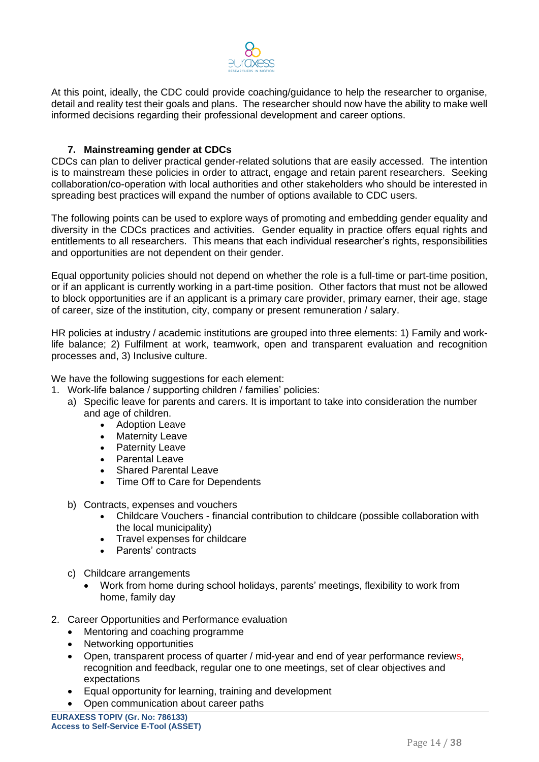At this point, ideally, the CDC could provide coaching/guidance to help the researcher to organise, detail and reality test their goals and plans. The researcher should now have the ability to make well informed decisions regarding their professional development and career options.

## 7. Mainstreaming gender at CDCs

CDCs can plan to deliver practical gender-related solutions that are easily accessed. The intention is to mainstream these policies in order to attract, engage and retain parent researchers. Seeking collaboration/co-operation with local authorities and other stakeholders who should be interested in spreading best practices will expand the number of options available to CDC users.

The following points can be used to explore ways of promoting and embedding gender equality and diversity in the CDCs practices and activities. Gender equality in practice offers equal rights and entitlements to all researchers. This means that each individual researcher's rights, responsibilities and opportunities are not dependent on their gender.

Equal opportunity policies should not depend on whether the role is a full-time or part-time position, or if an applicant is currently working in a part-time position. Other factors that must not be allowed to block opportunities are if an applicant is a primary care provider, primary earner, their age, stage of career, size of the institution, city, company or present remuneration / salary.

HR policies at industry / academic institutions are grouped into three elements: 1) Family and work-life balance; 2) Fulfilment at work, teamwork, open and transparent evaluation and recognition processes and, 3) Inclusive culture.

We have the following suggestions for each element:

1. Work-life balance / supporting children / families' policies:
   a) Specific leave for parents and carers. It is important to take into consideration the number and age of children.
      - Adoption Leave
      - Maternity Leave
      - Paternity Leave
      - Parental Leave
      - Shared Parental Leave
      - Time Off to Care for Dependents

   b) Contracts, expenses and vouchers
      - Childcare Vouchers - financial contribution to childcare (possible collaboration with the local municipality)
      - Travel expenses for childcare
      - Parents' contracts

   c) Childcare arrangements
      - Work from home during school holidays, parents' meetings, flexibility to work from home, family day

2. Career Opportunities and Performance evaluation
   - Mentoring and coaching programme
   - Networking opportunities
   - Open, transparent process of quarter / mid-year and end of year performance reviews, recognition and feedback, regular one to one meetings, set of clear objectives and expectations
   - Equal opportunity for learning, training and development
   - Open communication about career paths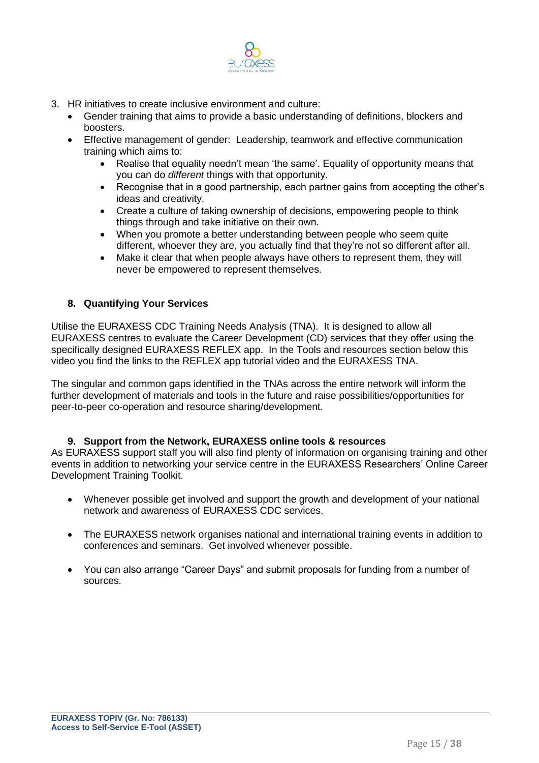3. HR initiatives to create inclusive environment and culture:
    - Gender training that aims to provide a basic understanding of definitions, blockers and boosters.
    - Effective management of gender: Leadership, teamwork and effective communication training which aims to:
        - Realise that equality needn't mean 'the same'. Equality of opportunity means that you can do *different* things with that opportunity.
        - Recognise that in a good partnership, each partner gains from accepting the other's ideas and creativity.
        - Create a culture of taking ownership of decisions, empowering people to think things through and take initiative on their own.
        - When you promote a better understanding between people who seem quite different, whoever they are, you actually find that they're not so different after all.
        - Make it clear that when people always have others to represent them, they will never be empowered to represent themselves.

## 8. Quantifying Your Services

Utilise the EURAXESS CDC Training Needs Analysis (TNA). It is designed to allow all EURAXESS centres to evaluate the Career Development (CD) services that they offer using the specifically designed EURAXESS REFLEX app. In the Tools and resources section below this video you find the links to the REFLEX app tutorial video and the EURAXESS TNA.

The singular and common gaps identified in the TNAs across the entire network will inform the further development of materials and tools in the future and raise possibilities/opportunities for peer-to-peer co-operation and resource sharing/development.

## 9. Support from the Network, EURAXESS online tools & resources

As EURAXESS support staff you will also find plenty of information on organising training and other events in addition to networking your service centre in the EURAXESS Researchers' Online Career Development Training Toolkit.

- Whenever possible get involved and support the growth and development of your national network and awareness of EURAXESS CDC services.

- The EURAXESS network organises national and international training events in addition to conferences and seminars. Get involved whenever possible.

- You can also arrange "Career Days" and submit proposals for funding from a number of sources.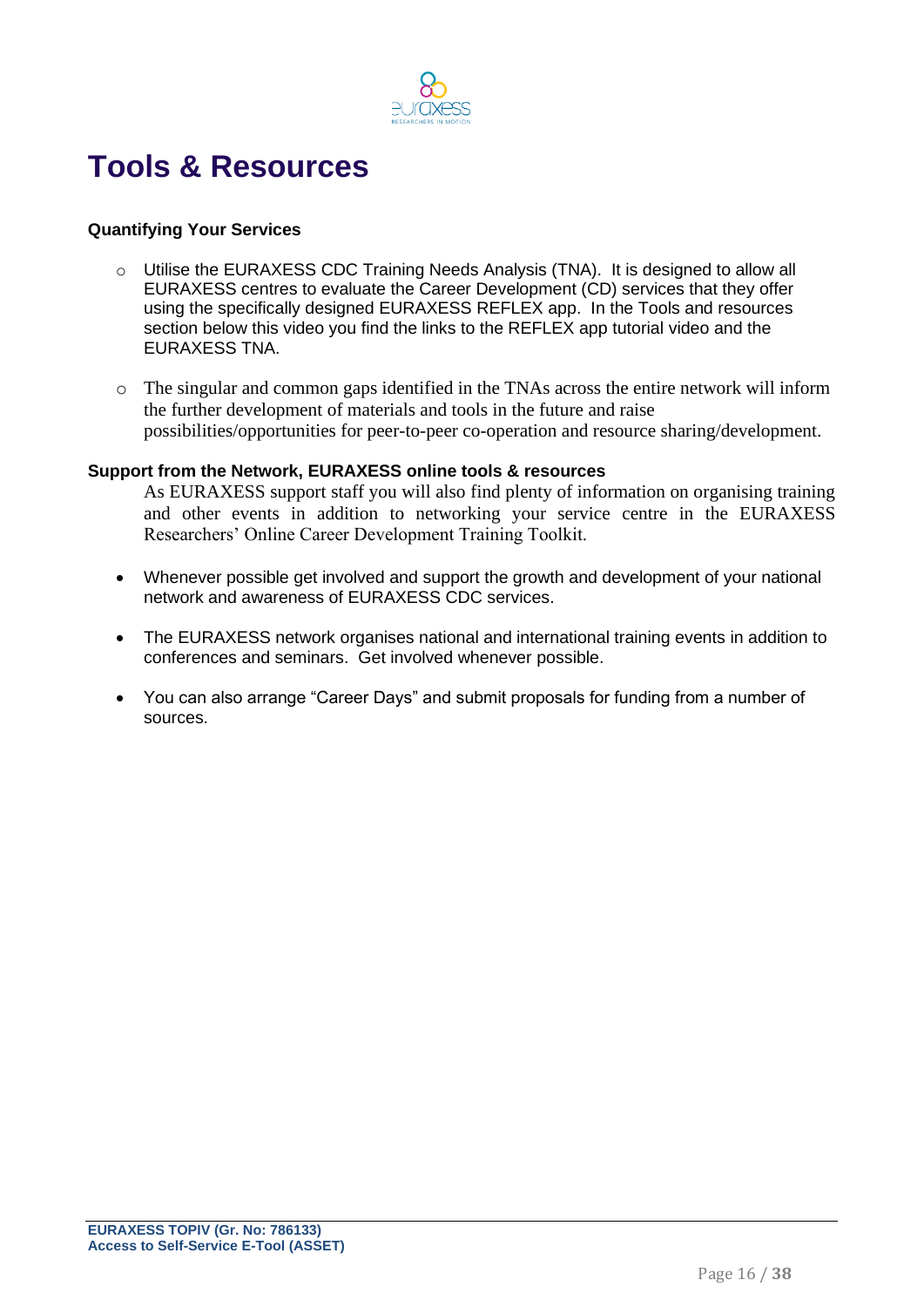# Tools & Resources

**Quantifying Your Services**

- Utilise the EURAXESS CDC Training Needs Analysis (TNA). It is designed to allow all EURAXESS centres to evaluate the Career Development (CD) services that they offer using the specifically designed EURAXESS REFLEX app. In the Tools and resources section below this video you find the links to the REFLEX app tutorial video and the EURAXESS TNA.

- The singular and common gaps identified in the TNAs across the entire network will inform the further development of materials and tools in the future and raise possibilities/opportunities for peer-to-peer co-operation and resource sharing/development.

**Support from the Network, EURAXESS online tools & resources**

As EURAXESS support staff you will also find plenty of information on organising training and other events in addition to networking your service centre in the EURAXESS Researchers' Online Career Development Training Toolkit.

- Whenever possible get involved and support the growth and development of your national network and awareness of EURAXESS CDC services.

- The EURAXESS network organises national and international training events in addition to conferences and seminars. Get involved whenever possible.

- You can also arrange "Career Days" and submit proposals for funding from a number of sources.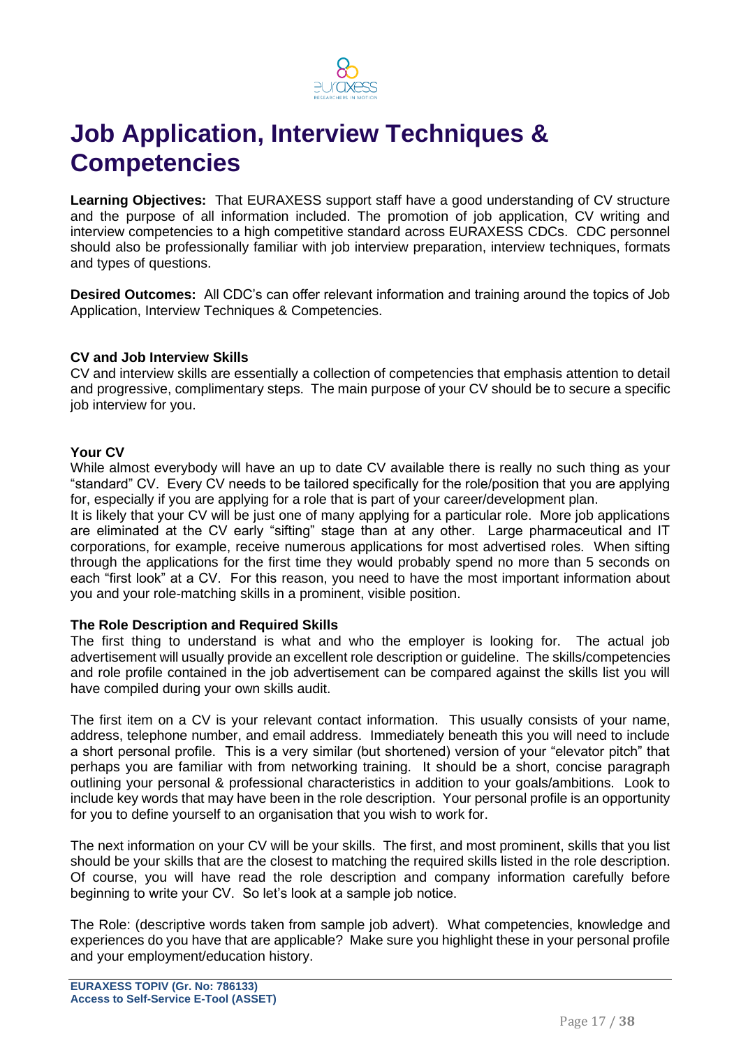# Job Application, Interview Techniques & Competencies

**Learning Objectives:** That EURAXESS support staff have a good understanding of CV structure and the purpose of all information included. The promotion of job application, CV writing and interview competencies to a high competitive standard across EURAXESS CDCs. CDC personnel should also be professionally familiar with job interview preparation, interview techniques, formats and types of questions.

**Desired Outcomes:** All CDC's can offer relevant information and training around the topics of Job Application, Interview Techniques & Competencies.

### CV and Job Interview Skills

CV and interview skills are essentially a collection of competencies that emphasis attention to detail and progressive, complimentary steps. The main purpose of your CV should be to secure a specific job interview for you.

### Your CV

While almost everybody will have an up to date CV available there is really no such thing as your "standard" CV. Every CV needs to be tailored specifically for the role/position that you are applying for, especially if you are applying for a role that is part of your career/development plan.

It is likely that your CV will be just one of many applying for a particular role. More job applications are eliminated at the CV early "sifting" stage than at any other. Large pharmaceutical and IT corporations, for example, receive numerous applications for most advertised roles. When sifting through the applications for the first time they would probably spend no more than 5 seconds on each "first look" at a CV. For this reason, you need to have the most important information about you and your role-matching skills in a prominent, visible position.

### The Role Description and Required Skills

The first thing to understand is what and who the employer is looking for. The actual job advertisement will usually provide an excellent role description or guideline. The skills/competencies and role profile contained in the job advertisement can be compared against the skills list you will have compiled during your own skills audit.

The first item on a CV is your relevant contact information. This usually consists of your name, address, telephone number, and email address. Immediately beneath this you will need to include a short personal profile. This is a very similar (but shortened) version of your "elevator pitch" that perhaps you are familiar with from networking training. It should be a short, concise paragraph outlining your personal & professional characteristics in addition to your goals/ambitions. Look to include key words that may have been in the role description. Your personal profile is an opportunity for you to define yourself to an organisation that you wish to work for.

The next information on your CV will be your skills. The first, and most prominent, skills that you list should be your skills that are the closest to matching the required skills listed in the role description. Of course, you will have read the role description and company information carefully before beginning to write your CV. So let's look at a sample job notice.

The Role: (descriptive words taken from sample job advert). What competencies, knowledge and experiences do you have that are applicable? Make sure you highlight these in your personal profile and your employment/education history.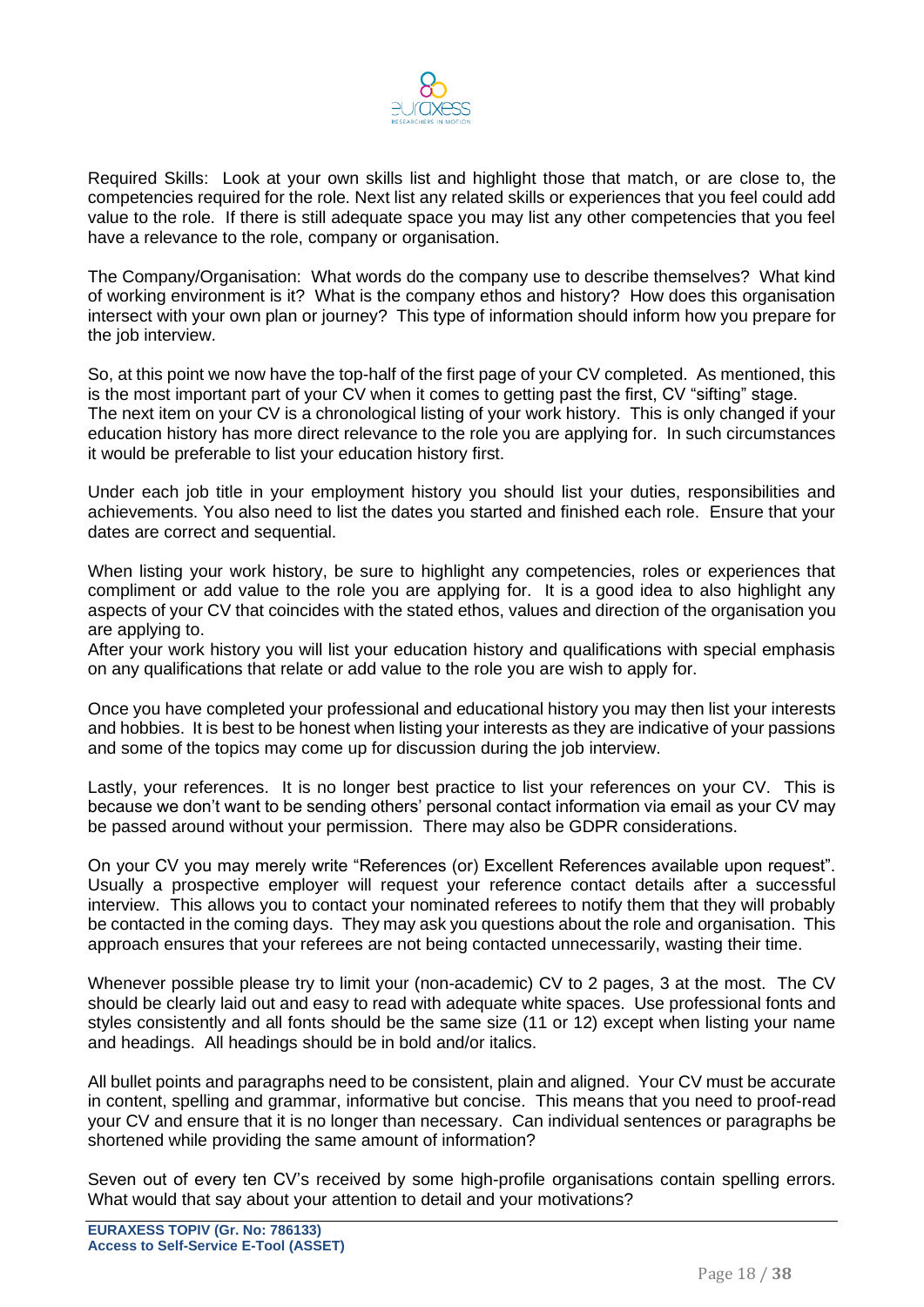Required Skills: Look at your own skills list and highlight those that match, or are close to, the competencies required for the role. Next list any related skills or experiences that you feel could add value to the role. If there is still adequate space you may list any other competencies that you feel have a relevance to the role, company or organisation.

The Company/Organisation: What words do the company use to describe themselves? What kind of working environment is it? What is the company ethos and history? How does this organisation intersect with your own plan or journey? This type of information should inform how you prepare for the job interview.

So, at this point we now have the top-half of the first page of your CV completed. As mentioned, this is the most important part of your CV when it comes to getting past the first, CV "sifting" stage. The next item on your CV is a chronological listing of your work history. This is only changed if your education history has more direct relevance to the role you are applying for. In such circumstances it would be preferable to list your education history first.

Under each job title in your employment history you should list your duties, responsibilities and achievements. You also need to list the dates you started and finished each role. Ensure that your dates are correct and sequential.

When listing your work history, be sure to highlight any competencies, roles or experiences that compliment or add value to the role you are applying for. It is a good idea to also highlight any aspects of your CV that coincides with the stated ethos, values and direction of the organisation you are applying to.
After your work history you will list your education history and qualifications with special emphasis on any qualifications that relate or add value to the role you are wish to apply for.

Once you have completed your professional and educational history you may then list your interests and hobbies. It is best to be honest when listing your interests as they are indicative of your passions and some of the topics may come up for discussion during the job interview.

Lastly, your references. It is no longer best practice to list your references on your CV. This is because we don't want to be sending others' personal contact information via email as your CV may be passed around without your permission. There may also be GDPR considerations.

On your CV you may merely write "References (or) Excellent References available upon request". Usually a prospective employer will request your reference contact details after a successful interview. This allows you to contact your nominated referees to notify them that they will probably be contacted in the coming days. They may ask you questions about the role and organisation. This approach ensures that your referees are not being contacted unnecessarily, wasting their time.

Whenever possible please try to limit your (non-academic) CV to 2 pages, 3 at the most. The CV should be clearly laid out and easy to read with adequate white spaces. Use professional fonts and styles consistently and all fonts should be the same size (11 or 12) except when listing your name and headings. All headings should be in bold and/or italics.

All bullet points and paragraphs need to be consistent, plain and aligned. Your CV must be accurate in content, spelling and grammar, informative but concise. This means that you need to proof-read your CV and ensure that it is no longer than necessary. Can individual sentences or paragraphs be shortened while providing the same amount of information?

Seven out of every ten CV's received by some high-profile organisations contain spelling errors. What would that say about your attention to detail and your motivations?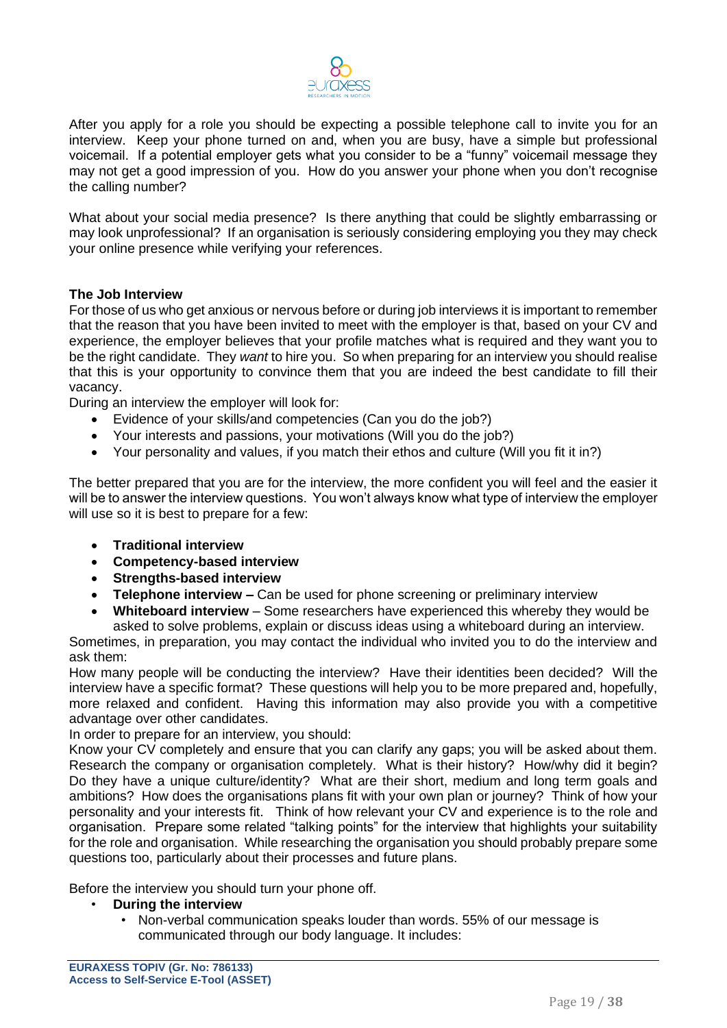After you apply for a role you should be expecting a possible telephone call to invite you for an interview. Keep your phone turned on and, when you are busy, have a simple but professional voicemail. If a potential employer gets what you consider to be a "funny" voicemail message they may not get a good impression of you. How do you answer your phone when you don't recognise the calling number?

What about your social media presence? Is there anything that could be slightly embarrassing or may look unprofessional? If an organisation is seriously considering employing you they may check your online presence while verifying your references.

**The Job Interview**

For those of us who get anxious or nervous before or during job interviews it is important to remember that the reason that you have been invited to meet with the employer is that, based on your CV and experience, the employer believes that your profile matches what is required and they want you to be the right candidate. They *want* to hire you. So when preparing for an interview you should realise that this is your opportunity to convince them that you are indeed the best candidate to fill their vacancy.

During an interview the employer will look for:

- Evidence of your skills/and competencies (Can you do the job?)
- Your interests and passions, your motivations (Will you do the job?)
- Your personality and values, if you match their ethos and culture (Will you fit it in?)

The better prepared that you are for the interview, the more confident you will feel and the easier it will be to answer the interview questions. You won't always know what type of interview the employer will use so it is best to prepare for a few:

- **Traditional interview**
- **Competency-based interview**
- **Strengths-based interview**
- **Telephone interview –** Can be used for phone screening or preliminary interview
- **Whiteboard interview** – Some researchers have experienced this whereby they would be asked to solve problems, explain or discuss ideas using a whiteboard during an interview.

Sometimes, in preparation, you may contact the individual who invited you to do the interview and ask them:

How many people will be conducting the interview? Have their identities been decided? Will the interview have a specific format? These questions will help you to be more prepared and, hopefully, more relaxed and confident. Having this information may also provide you with a competitive advantage over other candidates.

In order to prepare for an interview, you should:

Know your CV completely and ensure that you can clarify any gaps; you will be asked about them. Research the company or organisation completely. What is their history? How/why did it begin? Do they have a unique culture/identity? What are their short, medium and long term goals and ambitions? How does the organisations plans fit with your own plan or journey? Think of how your personality and your interests fit. Think of how relevant your CV and experience is to the role and organisation. Prepare some related "talking points" for the interview that highlights your suitability for the role and organisation. While researching the organisation you should probably prepare some questions too, particularly about their processes and future plans.

Before the interview you should turn your phone off.

- **During the interview**
  - Non-verbal communication speaks louder than words. 55% of our message is communicated through our body language. It includes: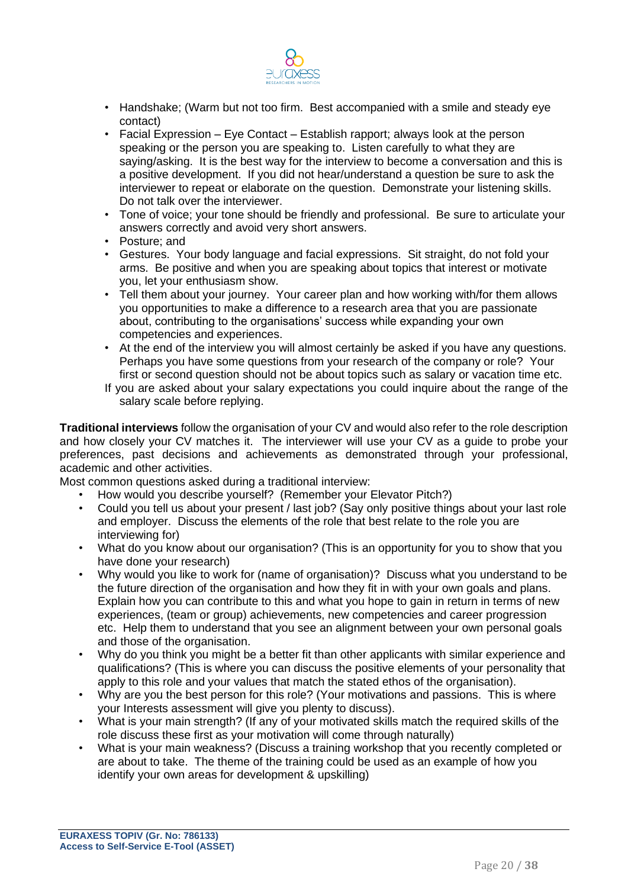- Handshake; (Warm but not too firm. Best accompanied with a smile and steady eye contact)
- Facial Expression – Eye Contact – Establish rapport; always look at the person speaking or the person you are speaking to. Listen carefully to what they are saying/asking. It is the best way for the interview to become a conversation and this is a positive development. If you did not hear/understand a question be sure to ask the interviewer to repeat or elaborate on the question. Demonstrate your listening skills. Do not talk over the interviewer.
- Tone of voice; your tone should be friendly and professional. Be sure to articulate your answers correctly and avoid very short answers.
- Posture; and
- Gestures. Your body language and facial expressions. Sit straight, do not fold your arms. Be positive and when you are speaking about topics that interest or motivate you, let your enthusiasm show.
- Tell them about your journey. Your career plan and how working with/for them allows you opportunities to make a difference to a research area that you are passionate about, contributing to the organisations' success while expanding your own competencies and experiences.
- At the end of the interview you will almost certainly be asked if you have any questions. Perhaps you have some questions from your research of the company or role? Your first or second question should not be about topics such as salary or vacation time etc.

  If you are asked about your salary expectations you could inquire about the range of the salary scale before replying.

**Traditional interviews** follow the organisation of your CV and would also refer to the role description and how closely your CV matches it. The interviewer will use your CV as a guide to probe your preferences, past decisions and achievements as demonstrated through your professional, academic and other activities.

Most common questions asked during a traditional interview:

- How would you describe yourself? (Remember your Elevator Pitch?)
- Could you tell us about your present / last job? (Say only positive things about your last role and employer. Discuss the elements of the role that best relate to the role you are interviewing for)
- What do you know about our organisation? (This is an opportunity for you to show that you have done your research)
- Why would you like to work for (name of organisation)? Discuss what you understand to be the future direction of the organisation and how they fit in with your own goals and plans. Explain how you can contribute to this and what you hope to gain in return in terms of new experiences, (team or group) achievements, new competencies and career progression etc. Help them to understand that you see an alignment between your own personal goals and those of the organisation.
- Why do you think you might be a better fit than other applicants with similar experience and qualifications? (This is where you can discuss the positive elements of your personality that apply to this role and your values that match the stated ethos of the organisation).
- Why are you the best person for this role? (Your motivations and passions. This is where your Interests assessment will give you plenty to discuss).
- What is your main strength? (If any of your motivated skills match the required skills of the role discuss these first as your motivation will come through naturally)
- What is your main weakness? (Discuss a training workshop that you recently completed or are about to take. The theme of the training could be used as an example of how you identify your own areas for development & upskilling)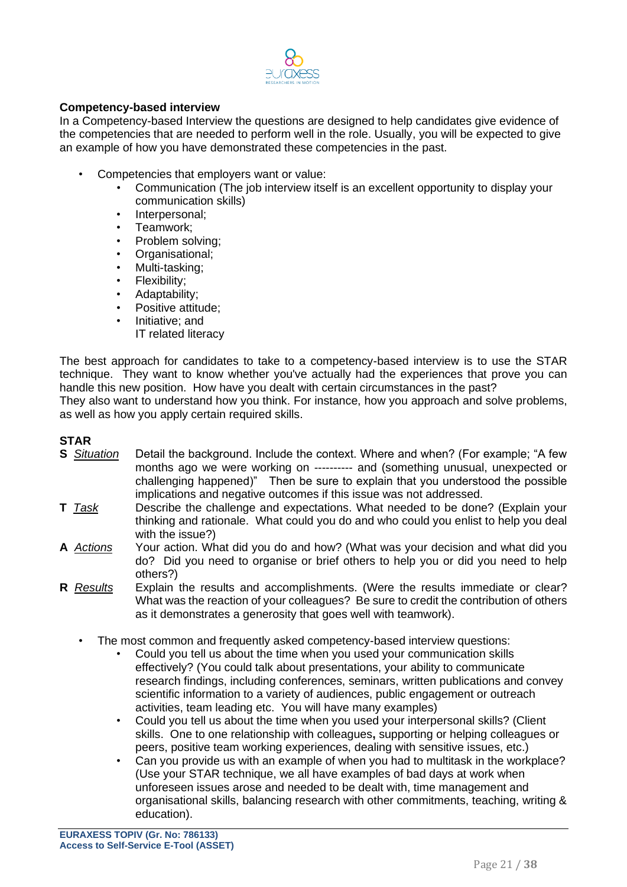**Competency-based interview**

In a Competency-based Interview the questions are designed to help candidates give evidence of the competencies that are needed to perform well in the role. Usually, you will be expected to give an example of how you have demonstrated these competencies in the past.

- Competencies that employers want or value:
    - Communication (The job interview itself is an excellent opportunity to display your communication skills)
    - Interpersonal;
    - Teamwork;
    - Problem solving;
    - Organisational;
    - Multi-tasking;
    - Flexibility;
    - Adaptability;
    - Positive attitude;
    - Initiative; and
      IT related literacy

The best approach for candidates to take to a competency-based interview is to use the STAR technique. They want to know whether you've actually had the experiences that prove you can handle this new position. How have you dealt with certain circumstances in the past?
They also want to understand how you think. For instance, how you approach and solve problems, as well as how you apply certain required skills.

**STAR**

**S** *Situation* Detail the background. Include the context. Where and when? (For example; "A few months ago we were working on ---------- and (something unusual, unexpected or challenging happened)" Then be sure to explain that you understood the possible implications and negative outcomes if this issue was not addressed.

**T** *Task* Describe the challenge and expectations. What needed to be done? (Explain your thinking and rationale. What could you do and who could you enlist to help you deal with the issue?)

**A** *Actions* Your action. What did you do and how? (What was your decision and what did you do? Did you need to organise or brief others to help you or did you need to help others?)

**R** *Results* Explain the results and accomplishments. (Were the results immediate or clear? What was the reaction of your colleagues? Be sure to credit the contribution of others as it demonstrates a generosity that goes well with teamwork).

- The most common and frequently asked competency-based interview questions:
    - Could you tell us about the time when you used your communication skills effectively? (You could talk about presentations, your ability to communicate research findings, including conferences, seminars, written publications and convey scientific information to a variety of audiences, public engagement or outreach activities, team leading etc. You will have many examples)
    - Could you tell us about the time when you used your interpersonal skills? (Client skills. One to one relationship with colleagues**,** supporting or helping colleagues or peers, positive team working experiences, dealing with sensitive issues, etc.)
    - Can you provide us with an example of when you had to multitask in the workplace? (Use your STAR technique, we all have examples of bad days at work when unforeseen issues arose and needed to be dealt with, time management and organisational skills, balancing research with other commitments, teaching, writing & education).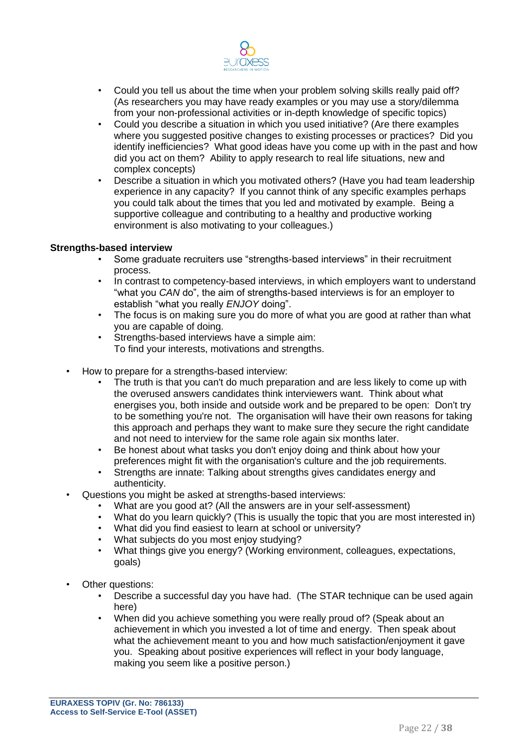- Could you tell us about the time when your problem solving skills really paid off? (As researchers you may have ready examples or you may use a story/dilemma from your non-professional activities or in-depth knowledge of specific topics)
- Could you describe a situation in which you used initiative? (Are there examples where you suggested positive changes to existing processes or practices? Did you identify inefficiencies? What good ideas have you come up with in the past and how did you act on them? Ability to apply research to real life situations, new and complex concepts)
- Describe a situation in which you motivated others? (Have you had team leadership experience in any capacity? If you cannot think of any specific examples perhaps you could talk about the times that you led and motivated by example. Being a supportive colleague and contributing to a healthy and productive working environment is also motivating to your colleagues.)

**Strengths-based interview**

- Some graduate recruiters use "strengths-based interviews" in their recruitment process.
- In contrast to competency-based interviews, in which employers want to understand "what you *CAN* do", the aim of strengths-based interviews is for an employer to establish "what you really *ENJOY* doing".
- The focus is on making sure you do more of what you are good at rather than what you are capable of doing.
- Strengths-based interviews have a simple aim:
  To find your interests, motivations and strengths.

- How to prepare for a strengths-based interview:
  - The truth is that you can't do much preparation and are less likely to come up with the overused answers candidates think interviewers want. Think about what energises you, both inside and outside work and be prepared to be open: Don't try to be something you're not. The organisation will have their own reasons for taking this approach and perhaps they want to make sure they secure the right candidate and not need to interview for the same role again six months later.
  - Be honest about what tasks you don't enjoy doing and think about how your preferences might fit with the organisation's culture and the job requirements.
  - Strengths are innate: Talking about strengths gives candidates energy and authenticity.
- Questions you might be asked at strengths-based interviews:
  - What are you good at? (All the answers are in your self-assessment)
  - What do you learn quickly? (This is usually the topic that you are most interested in)
  - What did you find easiest to learn at school or university?
  - What subjects do you most enjoy studying?
  - What things give you energy? (Working environment, colleagues, expectations, goals)

- Other questions:
  - Describe a successful day you have had. (The STAR technique can be used again here)
  - When did you achieve something you were really proud of? (Speak about an achievement in which you invested a lot of time and energy. Then speak about what the achievement meant to you and how much satisfaction/enjoyment it gave you. Speaking about positive experiences will reflect in your body language, making you seem like a positive person.)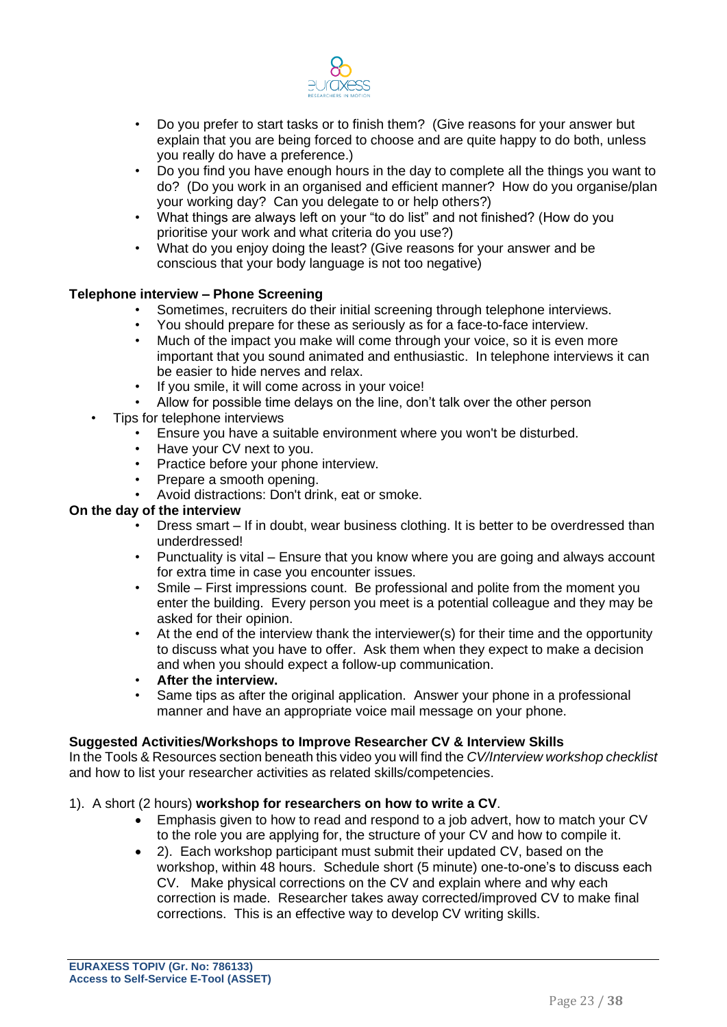- Do you prefer to start tasks or to finish them? (Give reasons for your answer but explain that you are being forced to choose and are quite happy to do both, unless you really do have a preference.)
- Do you find you have enough hours in the day to complete all the things you want to do? (Do you work in an organised and efficient manner? How do you organise/plan your working day? Can you delegate to or help others?)
- What things are always left on your "to do list" and not finished? (How do you prioritise your work and what criteria do you use?)
- What do you enjoy doing the least? (Give reasons for your answer and be conscious that your body language is not too negative)

**Telephone interview – Phone Screening**

- Sometimes, recruiters do their initial screening through telephone interviews.
- You should prepare for these as seriously as for a face-to-face interview.
- Much of the impact you make will come through your voice, so it is even more important that you sound animated and enthusiastic. In telephone interviews it can be easier to hide nerves and relax.
- If you smile, it will come across in your voice!
- Allow for possible time delays on the line, don't talk over the other person

- Tips for telephone interviews
    - Ensure you have a suitable environment where you won't be disturbed.
    - Have your CV next to you.
    - Practice before your phone interview.
    - Prepare a smooth opening.
    - Avoid distractions: Don't drink, eat or smoke.

**On the day of the interview**

- Dress smart – If in doubt, wear business clothing. It is better to be overdressed than underdressed!
- Punctuality is vital – Ensure that you know where you are going and always account for extra time in case you encounter issues.
- Smile – First impressions count. Be professional and polite from the moment you enter the building. Every person you meet is a potential colleague and they may be asked for their opinion.
- At the end of the interview thank the interviewer(s) for their time and the opportunity to discuss what you have to offer. Ask them when they expect to make a decision and when you should expect a follow-up communication.
- **After the interview.**
- Same tips as after the original application. Answer your phone in a professional manner and have an appropriate voice mail message on your phone.

**Suggested Activities/Workshops to Improve Researcher CV & Interview Skills**

In the Tools & Resources section beneath this video you will find the *CV/Interview workshop checklist* and how to list your researcher activities as related skills/competencies.

1). A short (2 hours) **workshop for researchers on how to write a CV**.

- Emphasis given to how to read and respond to a job advert, how to match your CV to the role you are applying for, the structure of your CV and how to compile it.
- 2). Each workshop participant must submit their updated CV, based on the workshop, within 48 hours. Schedule short (5 minute) one-to-one's to discuss each CV. Make physical corrections on the CV and explain where and why each correction is made. Researcher takes away corrected/improved CV to make final corrections. This is an effective way to develop CV writing skills.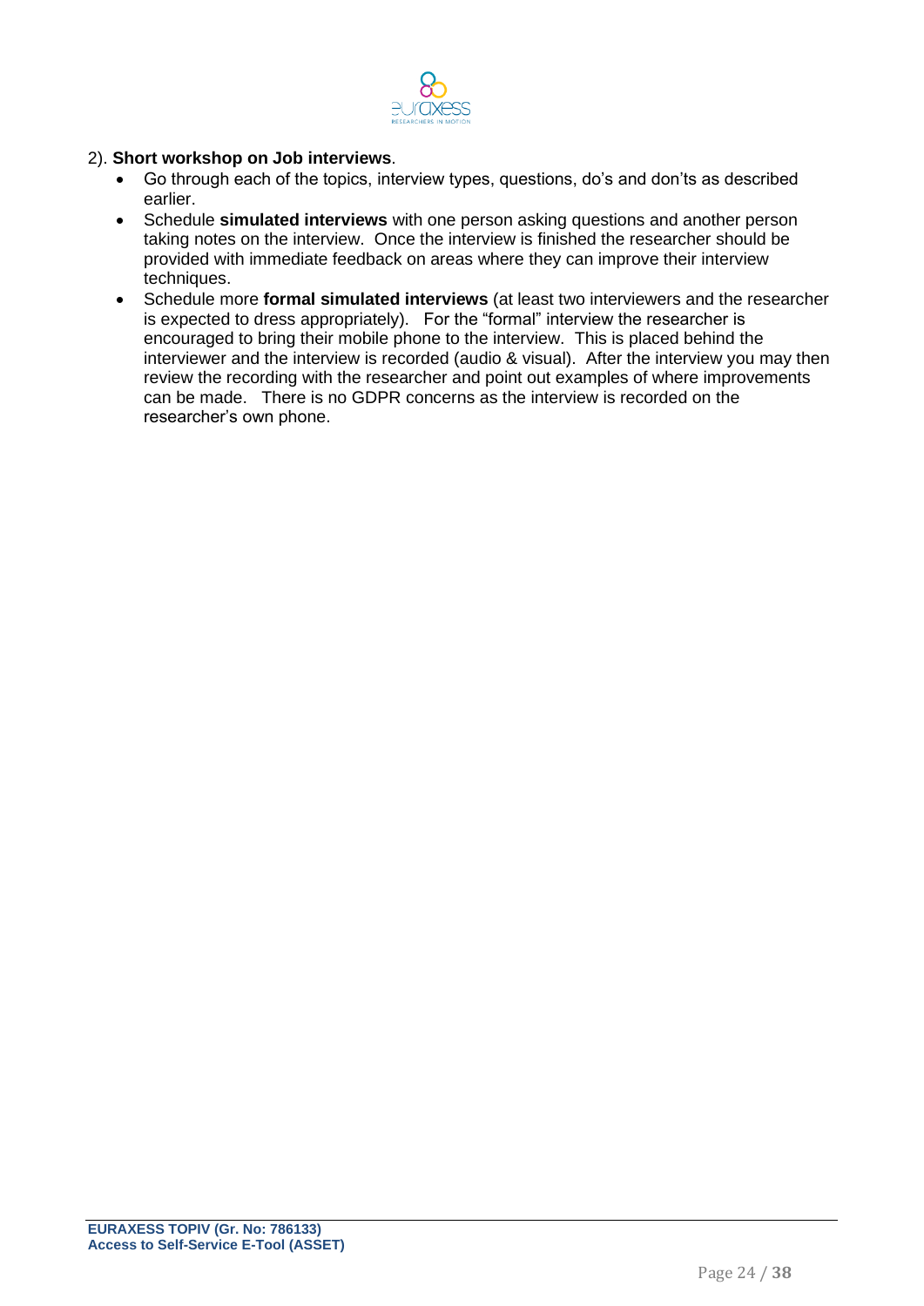2). **Short workshop on Job interviews**.

- Go through each of the topics, interview types, questions, do's and don'ts as described earlier.
- Schedule **simulated interviews** with one person asking questions and another person taking notes on the interview. Once the interview is finished the researcher should be provided with immediate feedback on areas where they can improve their interview techniques.
- Schedule more **formal simulated interviews** (at least two interviewers and the researcher is expected to dress appropriately). For the "formal" interview the researcher is encouraged to bring their mobile phone to the interview. This is placed behind the interviewer and the interview is recorded (audio & visual). After the interview you may then review the recording with the researcher and point out examples of where improvements can be made. There is no GDPR concerns as the interview is recorded on the researcher's own phone.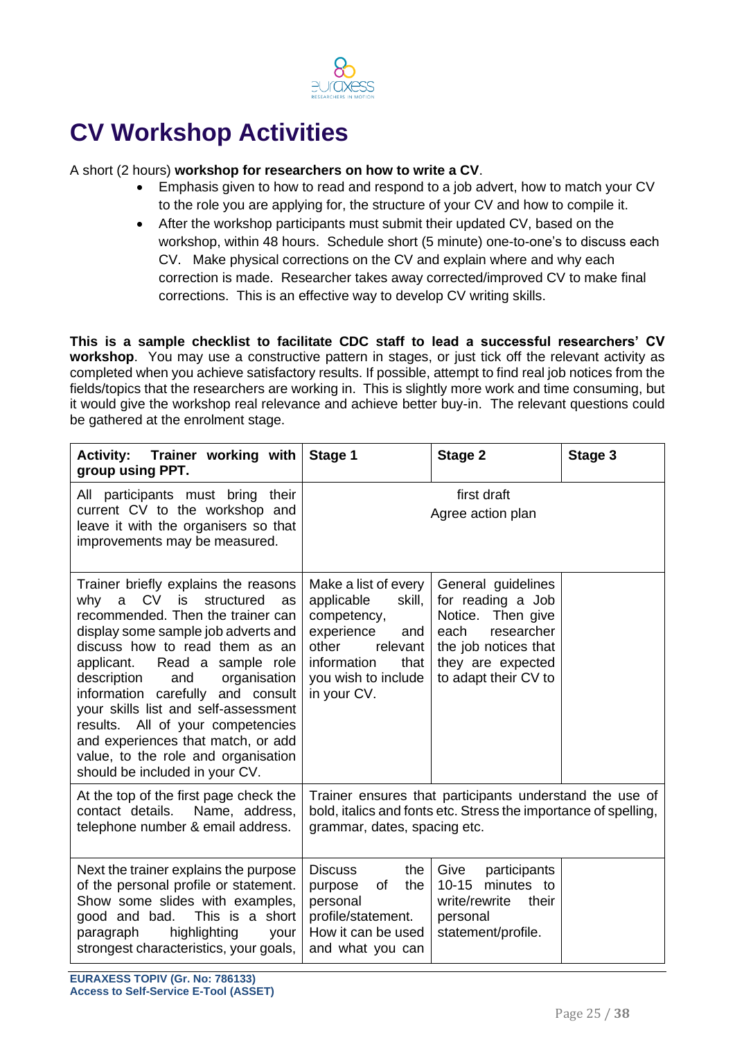# CV Workshop Activities

A short (2 hours) **workshop for researchers on how to write a CV**.

- Emphasis given to how to read and respond to a job advert, how to match your CV to the role you are applying for, the structure of your CV and how to compile it.
- After the workshop participants must submit their updated CV, based on the workshop, within 48 hours. Schedule short (5 minute) one-to-one's to discuss each CV. Make physical corrections on the CV and explain where and why each correction is made. Researcher takes away corrected/improved CV to make final corrections. This is an effective way to develop CV writing skills.

**This is a sample checklist to facilitate CDC staff to lead a successful researchers' CV workshop**. You may use a constructive pattern in stages, or just tick off the relevant activity as completed when you achieve satisfactory results. If possible, attempt to find real job notices from the fields/topics that the researchers are working in. This is slightly more work and time consuming, but it would give the workshop real relevance and achieve better buy-in. The relevant questions could be gathered at the enrolment stage.

| **Activity: Trainer working with group using PPT.** | **Stage 1** | **Stage 2** | **Stage 3** |
|---|---|---|---|
| All participants must bring their current CV to the workshop and leave it with the organisers so that improvements may be measured. | first draft<br>Agree action plan | | |
| Trainer briefly explains the reasons why a CV is structured as recommended. Then the trainer can display some sample job adverts and discuss how to read them as an applicant. Read a sample role description and organisation information carefully and consult your skills list and self-assessment results. All of your competencies and experiences that match, or add value, to the role and organisation should be included in your CV. | Make a list of every applicable skill, competency, experience and other relevant information that you wish to include in your CV. | General guidelines for reading a Job Notice. Then give each researcher the job notices that they are expected to adapt their CV to | |
| At the top of the first page check the contact details. Name, address, telephone number & email address. | Trainer ensures that participants understand the use of bold, italics and fonts etc. Stress the importance of spelling, grammar, dates, spacing etc. | | |
| Next the trainer explains the purpose of the personal profile or statement. Show some slides with examples, good and bad. This is a short paragraph highlighting your strongest characteristics, your goals, | Discuss the purpose of the personal profile/statement. How it can be used and what you can | Give participants 10-15 minutes to write/rewrite their personal statement/profile. | |

EURAXESS TOPIV (Gr. No: 786133)
Access to Self-Service E-Tool (ASSET)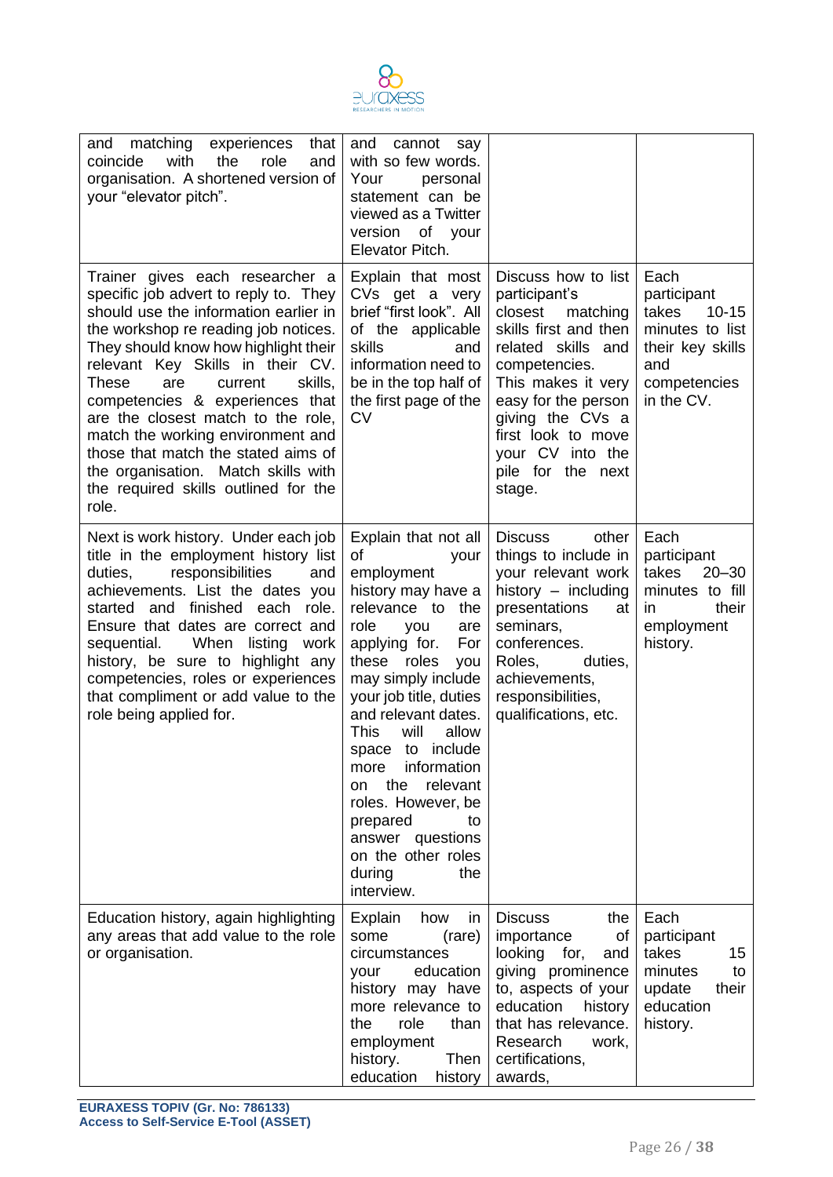| | | | |
|---|---|---|---|
| and matching experiences that coincide with the role and organisation. A shortened version of your "elevator pitch". | and cannot say with so few words. Your personal statement can be viewed as a Twitter version of your Elevator Pitch. | | |
| Trainer gives each researcher a specific job advert to reply to. They should use the information earlier in the workshop re reading job notices. They should know how highlight their relevant Key Skills in their CV. These are current skills, competencies & experiences that are the closest match to the role, match the working environment and those that match the stated aims of the organisation. Match skills with the required skills outlined for the role. | Explain that most CVs get a very brief "first look". All of the applicable skills and information need to be in the top half of the first page of the CV | Discuss how to list participant's closest matching skills first and then related skills and competencies. This makes it very easy for the person giving the CVs a first look to move your CV into the pile for the next stage. | Each participant takes 10-15 minutes to list their key skills and competencies in the CV. |
| Next is work history. Under each job title in the employment history list duties, responsibilities and achievements. List the dates you started and finished each role. Ensure that dates are correct and sequential. When listing work history, be sure to highlight any competencies, roles or experiences that compliment or add value to the role being applied for. | Explain that not all of your employment history may have a relevance to the role you are applying for. For these roles you may simply include your job title, duties and relevant dates. This will allow space to include more information on the relevant roles. However, be prepared to answer questions on the other roles during the interview. | Discuss other things to include in your relevant work history – including presentations at seminars, conferences. Roles, duties, achievements, responsibilities, qualifications, etc. | Each participant takes 20–30 minutes to fill in their employment history. |
| Education history, again highlighting any areas that add value to the role or organisation. | Explain how in some (rare) circumstances your education history may have more relevance to the role than employment history. Then education history | Discuss the importance of looking for, and giving prominence to, aspects of your education history that has relevance. Research work, certifications, awards, | Each participant takes 15 minutes to update their education history. |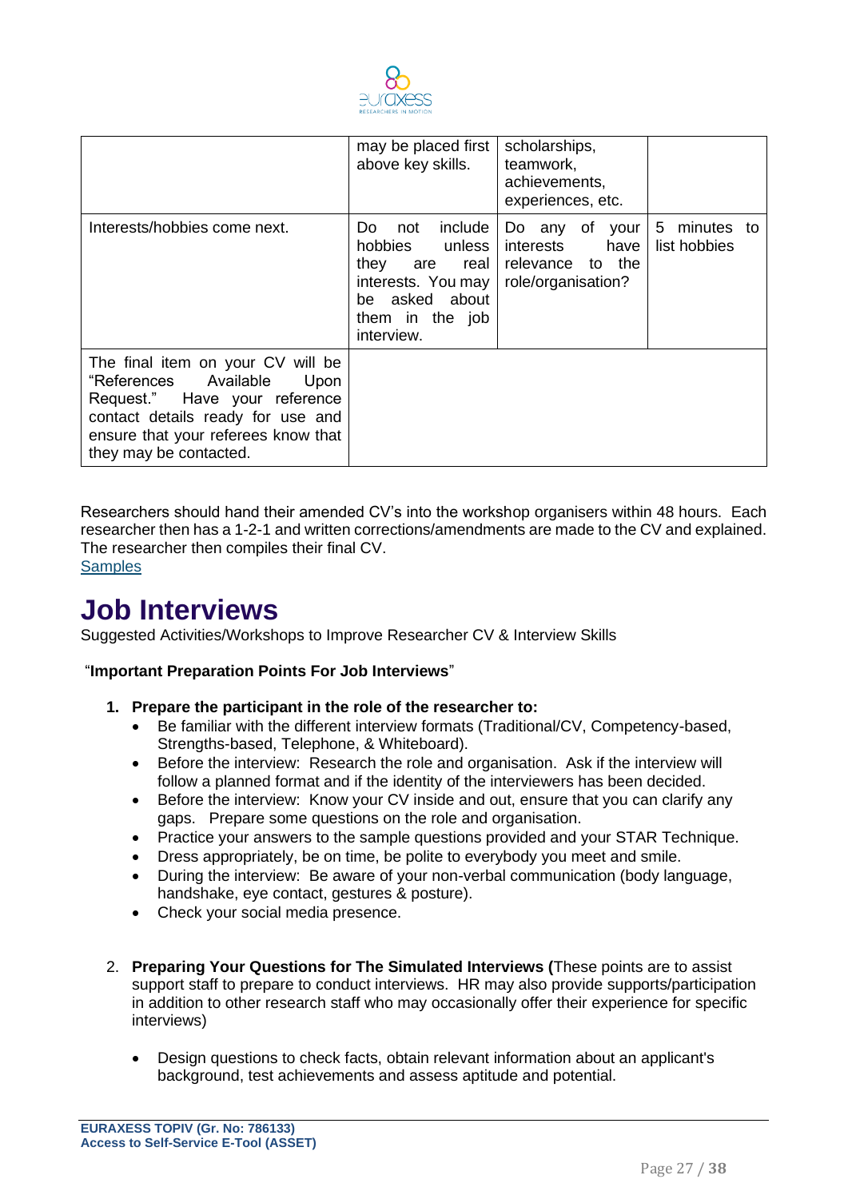| | | | |
|---|---|---|---|
| | may be placed first above key skills. | scholarships, teamwork, achievements, experiences, etc. | |
| Interests/hobbies come next. | Do not include hobbies unless they are real interests. You may be asked about them in the job interview. | Do any of your interests have relevance to the role/organisation? | 5 minutes to list hobbies |
| The final item on your CV will be "References Available Upon Request." Have your reference contact details ready for use and ensure that your referees know that they may be contacted. | | | |

Researchers should hand their amended CV's into the workshop organisers within 48 hours. Each researcher then has a 1-2-1 and written corrections/amendments are made to the CV and explained. The researcher then compiles their final CV.
Samples

# Job Interviews

Suggested Activities/Workshops to Improve Researcher CV & Interview Skills

"**Important Preparation Points For Job Interviews**"

1. **Prepare the participant in the role of the researcher to:**
   - Be familiar with the different interview formats (Traditional/CV, Competency-based, Strengths-based, Telephone, & Whiteboard).
   - Before the interview: Research the role and organisation. Ask if the interview will follow a planned format and if the identity of the interviewers has been decided.
   - Before the interview: Know your CV inside and out, ensure that you can clarify any gaps. Prepare some questions on the role and organisation.
   - Practice your answers to the sample questions provided and your STAR Technique.
   - Dress appropriately, be on time, be polite to everybody you meet and smile.
   - During the interview: Be aware of your non-verbal communication (body language, handshake, eye contact, gestures & posture).
   - Check your social media presence.

2. **Preparing Your Questions for The Simulated Interviews (**These points are to assist support staff to prepare to conduct interviews. HR may also provide supports/participation in addition to other research staff who may occasionally offer their experience for specific interviews)

   - Design questions to check facts, obtain relevant information about an applicant's background, test achievements and assess aptitude and potential.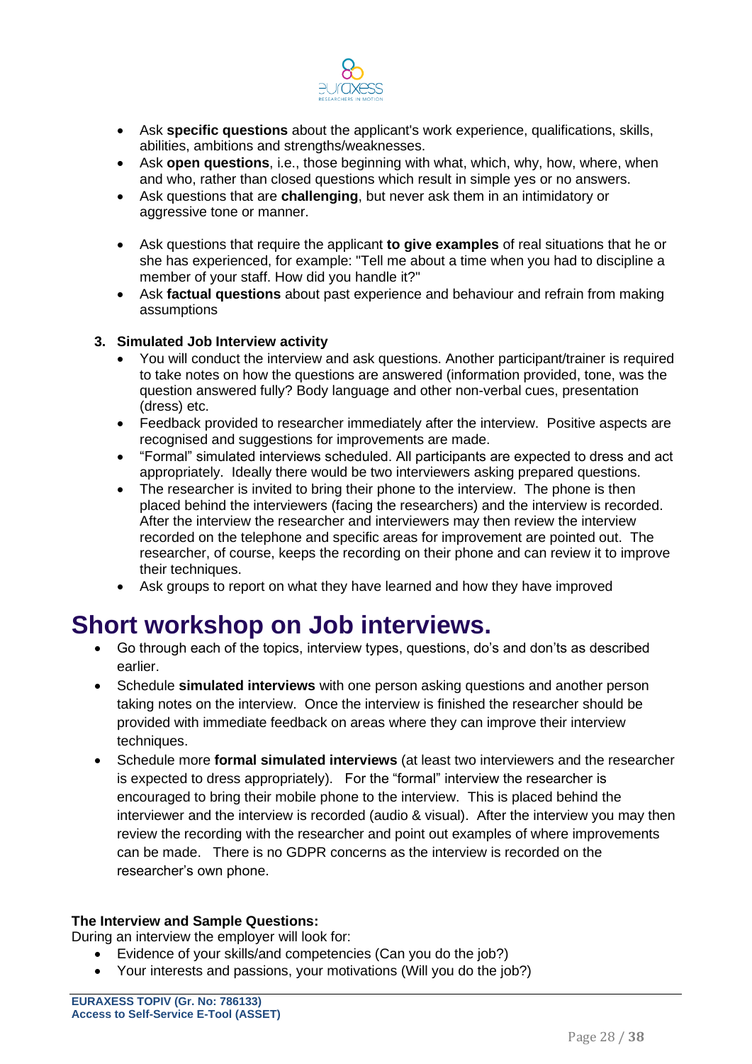- Ask **specific questions** about the applicant's work experience, qualifications, skills, abilities, ambitions and strengths/weaknesses.
- Ask **open questions**, i.e., those beginning with what, which, why, how, where, when and who, rather than closed questions which result in simple yes or no answers.
- Ask questions that are **challenging**, but never ask them in an intimidatory or aggressive tone or manner.

- Ask questions that require the applicant **to give examples** of real situations that he or she has experienced, for example: "Tell me about a time when you had to discipline a member of your staff. How did you handle it?"
- Ask **factual questions** about past experience and behaviour and refrain from making assumptions

3. **Simulated Job Interview activity**
   - You will conduct the interview and ask questions. Another participant/trainer is required to take notes on how the questions are answered (information provided, tone, was the question answered fully? Body language and other non-verbal cues, presentation (dress) etc.
   - Feedback provided to researcher immediately after the interview. Positive aspects are recognised and suggestions for improvements are made.
   - "Formal" simulated interviews scheduled. All participants are expected to dress and act appropriately. Ideally there would be two interviewers asking prepared questions.
   - The researcher is invited to bring their phone to the interview. The phone is then placed behind the interviewers (facing the researchers) and the interview is recorded. After the interview the researcher and interviewers may then review the interview recorded on the telephone and specific areas for improvement are pointed out. The researcher, of course, keeps the recording on their phone and can review it to improve their techniques.
   - Ask groups to report on what they have learned and how they have improved

# Short workshop on Job interviews.

- Go through each of the topics, interview types, questions, do's and don'ts as described earlier.
- Schedule **simulated interviews** with one person asking questions and another person taking notes on the interview. Once the interview is finished the researcher should be provided with immediate feedback on areas where they can improve their interview techniques.
- Schedule more **formal simulated interviews** (at least two interviewers and the researcher is expected to dress appropriately). For the "formal" interview the researcher is encouraged to bring their mobile phone to the interview. This is placed behind the interviewer and the interview is recorded (audio & visual). After the interview you may then review the recording with the researcher and point out examples of where improvements can be made. There is no GDPR concerns as the interview is recorded on the researcher's own phone.

**The Interview and Sample Questions:**

During an interview the employer will look for:

- Evidence of your skills/and competencies (Can you do the job?)
- Your interests and passions, your motivations (Will you do the job?)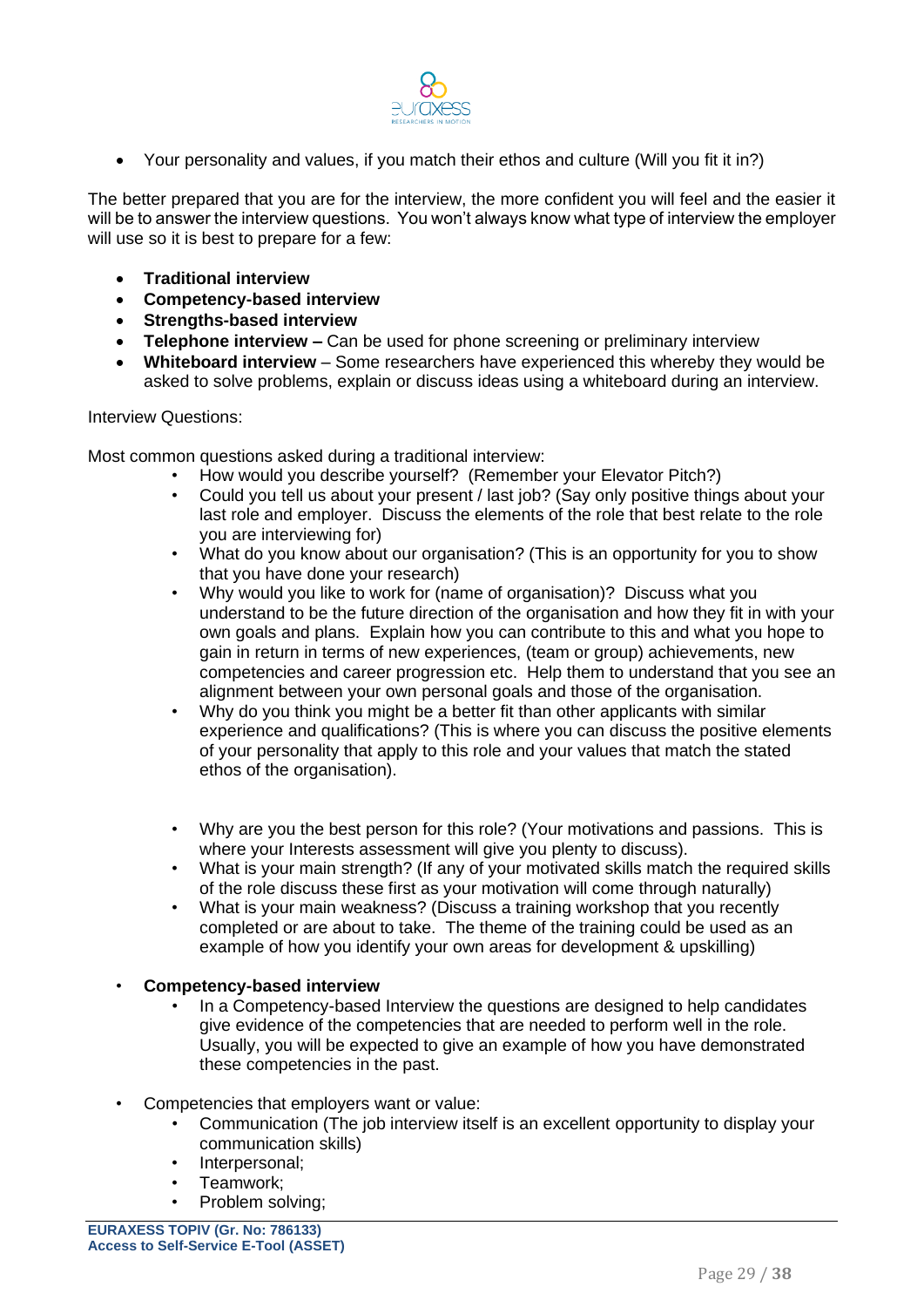- Your personality and values, if you match their ethos and culture (Will you fit it in?)

The better prepared that you are for the interview, the more confident you will feel and the easier it will be to answer the interview questions. You won't always know what type of interview the employer will use so it is best to prepare for a few:

- **Traditional interview**
- **Competency-based interview**
- **Strengths-based interview**
- **Telephone interview –** Can be used for phone screening or preliminary interview
- **Whiteboard interview** – Some researchers have experienced this whereby they would be asked to solve problems, explain or discuss ideas using a whiteboard during an interview.

Interview Questions:

Most common questions asked during a traditional interview:

- How would you describe yourself? (Remember your Elevator Pitch?)
- Could you tell us about your present / last job? (Say only positive things about your last role and employer. Discuss the elements of the role that best relate to the role you are interviewing for)
- What do you know about our organisation? (This is an opportunity for you to show that you have done your research)
- Why would you like to work for (name of organisation)? Discuss what you understand to be the future direction of the organisation and how they fit in with your own goals and plans. Explain how you can contribute to this and what you hope to gain in return in terms of new experiences, (team or group) achievements, new competencies and career progression etc. Help them to understand that you see an alignment between your own personal goals and those of the organisation.
- Why do you think you might be a better fit than other applicants with similar experience and qualifications? (This is where you can discuss the positive elements of your personality that apply to this role and your values that match the stated ethos of the organisation).
- Why are you the best person for this role? (Your motivations and passions. This is where your Interests assessment will give you plenty to discuss).
- What is your main strength? (If any of your motivated skills match the required skills of the role discuss these first as your motivation will come through naturally)
- What is your main weakness? (Discuss a training workshop that you recently completed or are about to take. The theme of the training could be used as an example of how you identify your own areas for development & upskilling)

- **Competency-based interview**
  - In a Competency-based Interview the questions are designed to help candidates give evidence of the competencies that are needed to perform well in the role. Usually, you will be expected to give an example of how you have demonstrated these competencies in the past.

- Competencies that employers want or value:
  - Communication (The job interview itself is an excellent opportunity to display your communication skills)
  - Interpersonal;
  - Teamwork;
  - Problem solving;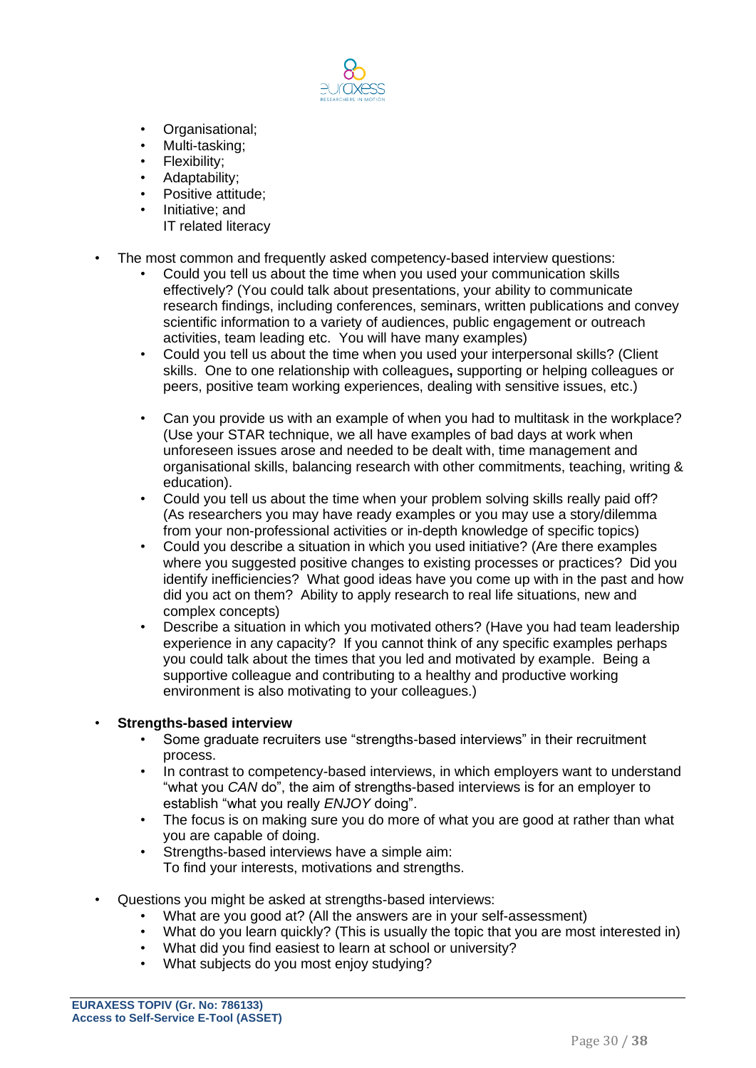- Organisational;
- Multi-tasking;
- Flexibility;
- Adaptability;
- Positive attitude;
- Initiative; and
  IT related literacy

- The most common and frequently asked competency-based interview questions:
  - Could you tell us about the time when you used your communication skills effectively? (You could talk about presentations, your ability to communicate research findings, including conferences, seminars, written publications and convey scientific information to a variety of audiences, public engagement or outreach activities, team leading etc. You will have many examples)
  - Could you tell us about the time when you used your interpersonal skills? (Client skills. One to one relationship with colleagues**,** supporting or helping colleagues or peers, positive team working experiences, dealing with sensitive issues, etc.)
  - Can you provide us with an example of when you had to multitask in the workplace? (Use your STAR technique, we all have examples of bad days at work when unforeseen issues arose and needed to be dealt with, time management and organisational skills, balancing research with other commitments, teaching, writing & education).
  - Could you tell us about the time when your problem solving skills really paid off? (As researchers you may have ready examples or you may use a story/dilemma from your non-professional activities or in-depth knowledge of specific topics)
  - Could you describe a situation in which you used initiative? (Are there examples where you suggested positive changes to existing processes or practices? Did you identify inefficiencies? What good ideas have you come up with in the past and how did you act on them? Ability to apply research to real life situations, new and complex concepts)
  - Describe a situation in which you motivated others? (Have you had team leadership experience in any capacity? If you cannot think of any specific examples perhaps you could talk about the times that you led and motivated by example. Being a supportive colleague and contributing to a healthy and productive working environment is also motivating to your colleagues.)

- **Strengths-based interview**
  - Some graduate recruiters use "strengths-based interviews" in their recruitment process.
  - In contrast to competency-based interviews, in which employers want to understand "what you *CAN* do", the aim of strengths-based interviews is for an employer to establish "what you really *ENJOY* doing".
  - The focus is on making sure you do more of what you are good at rather than what you are capable of doing.
  - Strengths-based interviews have a simple aim:
    To find your interests, motivations and strengths.

- Questions you might be asked at strengths-based interviews:
  - What are you good at? (All the answers are in your self-assessment)
  - What do you learn quickly? (This is usually the topic that you are most interested in)
  - What did you find easiest to learn at school or university?
  - What subjects do you most enjoy studying?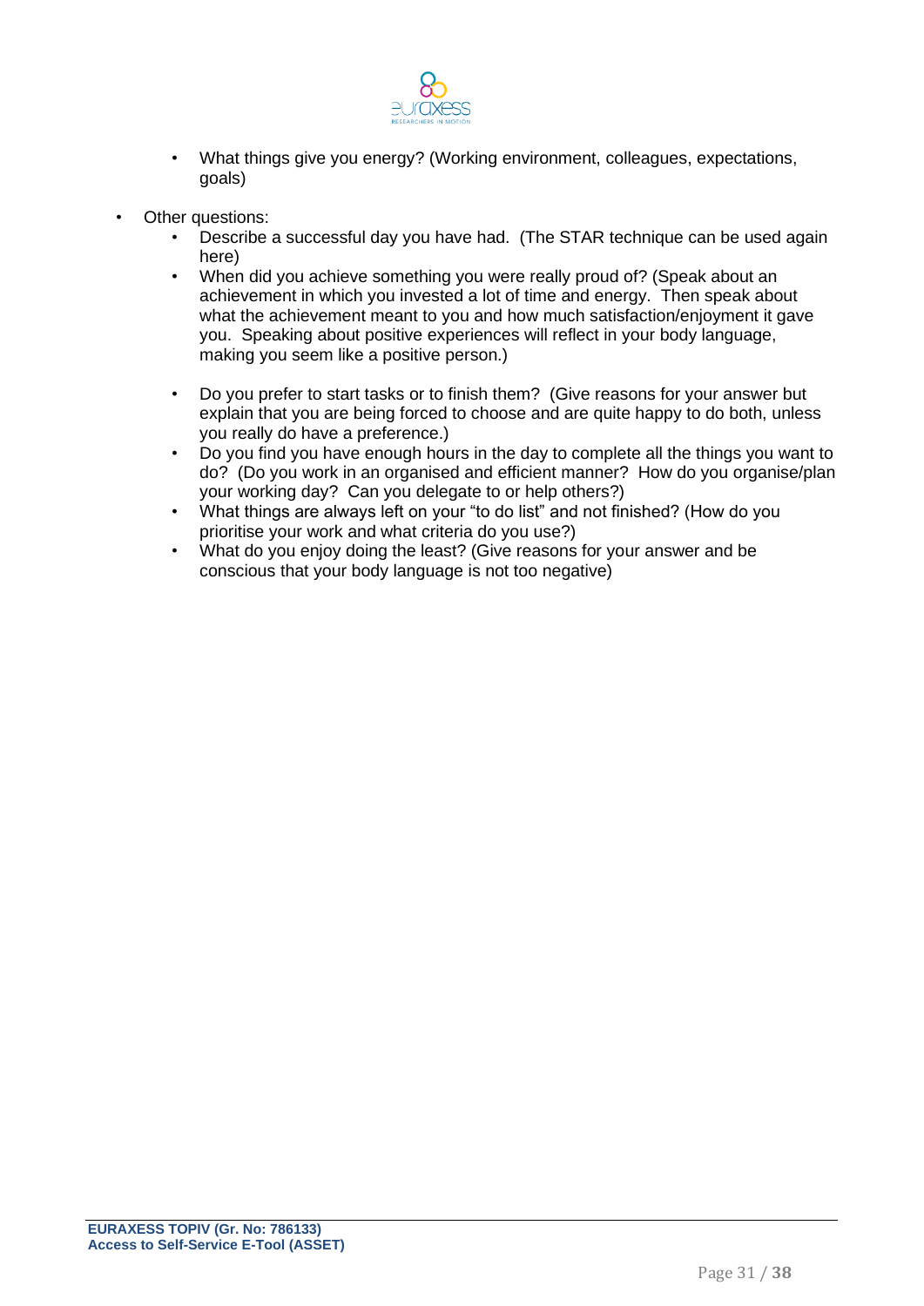- What things give you energy? (Working environment, colleagues, expectations, goals)

- Other questions:
    - Describe a successful day you have had. (The STAR technique can be used again here)
    - When did you achieve something you were really proud of? (Speak about an achievement in which you invested a lot of time and energy. Then speak about what the achievement meant to you and how much satisfaction/enjoyment it gave you. Speaking about positive experiences will reflect in your body language, making you seem like a positive person.)
    - Do you prefer to start tasks or to finish them? (Give reasons for your answer but explain that you are being forced to choose and are quite happy to do both, unless you really do have a preference.)
    - Do you find you have enough hours in the day to complete all the things you want to do? (Do you work in an organised and efficient manner? How do you organise/plan your working day? Can you delegate to or help others?)
    - What things are always left on your "to do list" and not finished? (How do you prioritise your work and what criteria do you use?)
    - What do you enjoy doing the least? (Give reasons for your answer and be conscious that your body language is not too negative)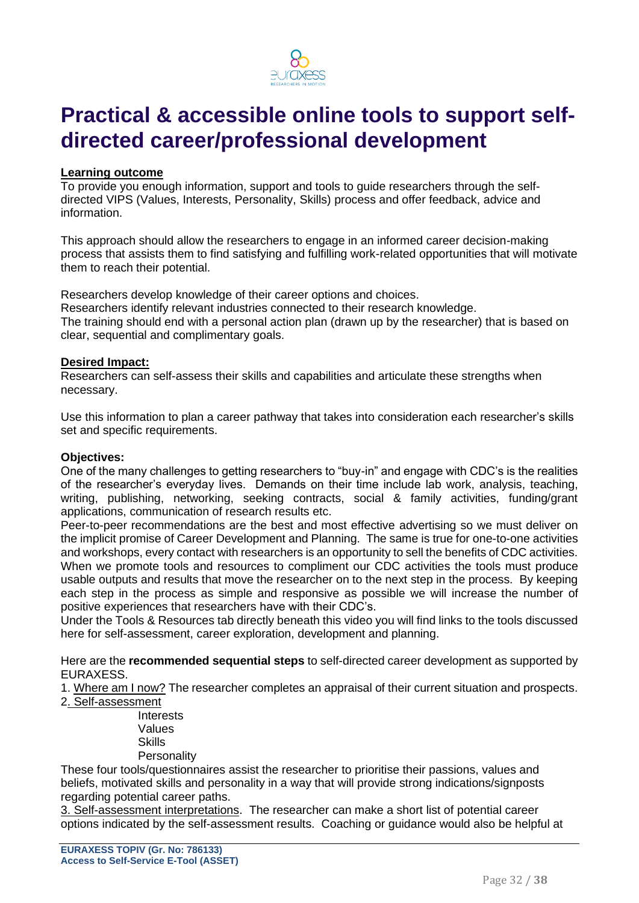# Practical & accessible online tools to support self-directed career/professional development

**Learning outcome**

To provide you enough information, support and tools to guide researchers through the self-directed VIPS (Values, Interests, Personality, Skills) process and offer feedback, advice and information.

This approach should allow the researchers to engage in an informed career decision-making process that assists them to find satisfying and fulfilling work-related opportunities that will motivate them to reach their potential.

Researchers develop knowledge of their career options and choices.
Researchers identify relevant industries connected to their research knowledge.
The training should end with a personal action plan (drawn up by the researcher) that is based on clear, sequential and complimentary goals.

**Desired Impact:**

Researchers can self-assess their skills and capabilities and articulate these strengths when necessary.

Use this information to plan a career pathway that takes into consideration each researcher's skills set and specific requirements.

**Objectives:**

One of the many challenges to getting researchers to "buy-in" and engage with CDC's is the realities of the researcher's everyday lives. Demands on their time include lab work, analysis, teaching, writing, publishing, networking, seeking contracts, social & family activities, funding/grant applications, communication of research results etc.
Peer-to-peer recommendations are the best and most effective advertising so we must deliver on the implicit promise of Career Development and Planning. The same is true for one-to-one activities and workshops, every contact with researchers is an opportunity to sell the benefits of CDC activities. When we promote tools and resources to compliment our CDC activities the tools must produce usable outputs and results that move the researcher on to the next step in the process. By keeping each step in the process as simple and responsive as possible we will increase the number of positive experiences that researchers have with their CDC's.
Under the Tools & Resources tab directly beneath this video you will find links to the tools discussed here for self-assessment, career exploration, development and planning.

Here are the **recommended sequential steps** to self-directed career development as supported by EURAXESS.

1. Where am I now? The researcher completes an appraisal of their current situation and prospects.
2. Self-assessment
   - Interests
   - Values
   - Skills
   - Personality

These four tools/questionnaires assist the researcher to prioritise their passions, values and beliefs, motivated skills and personality in a way that will provide strong indications/signposts regarding potential career paths.

3. Self-assessment interpretations. The researcher can make a short list of potential career options indicated by the self-assessment results. Coaching or guidance would also be helpful at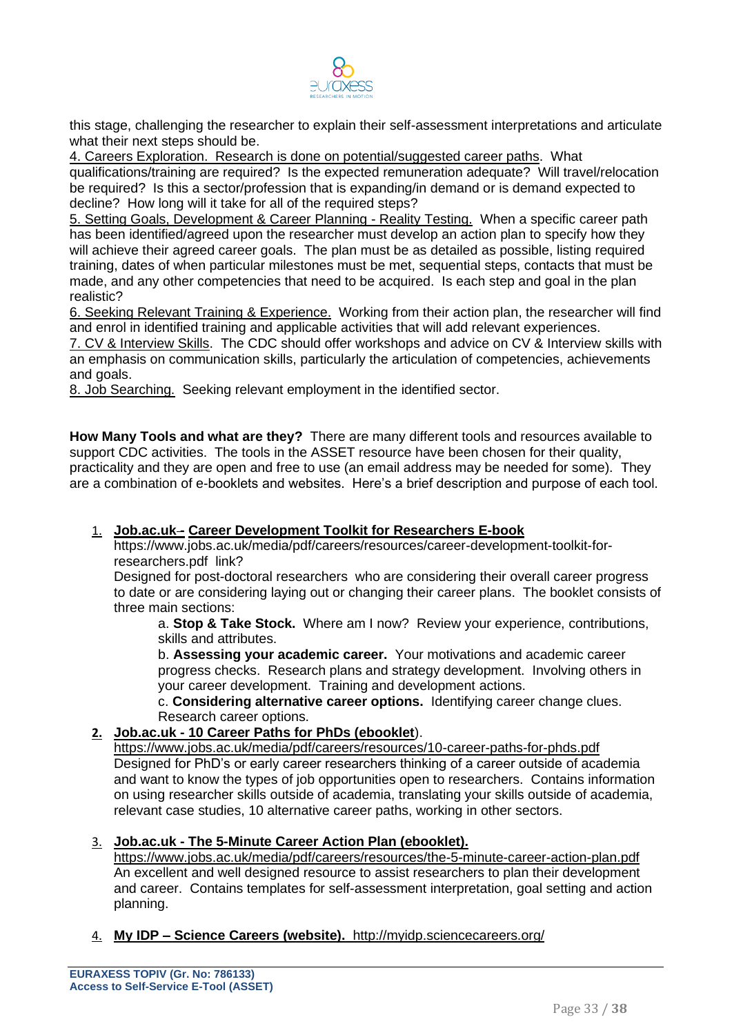this stage, challenging the researcher to explain their self-assessment interpretations and articulate what their next steps should be.

4. Careers Exploration. Research is done on potential/suggested career paths. What qualifications/training are required? Is the expected remuneration adequate? Will travel/relocation be required? Is this a sector/profession that is expanding/in demand or is demand expected to decline? How long will it take for all of the required steps?

5. Setting Goals, Development & Career Planning - Reality Testing. When a specific career path has been identified/agreed upon the researcher must develop an action plan to specify how they will achieve their agreed career goals. The plan must be as detailed as possible, listing required training, dates of when particular milestones must be met, sequential steps, contacts that must be made, and any other competencies that need to be acquired. Is each step and goal in the plan realistic?

6. Seeking Relevant Training & Experience. Working from their action plan, the researcher will find and enrol in identified training and applicable activities that will add relevant experiences.

7. CV & Interview Skills. The CDC should offer workshops and advice on CV & Interview skills with an emphasis on communication skills, particularly the articulation of competencies, achievements and goals.

8. Job Searching. Seeking relevant employment in the identified sector.

**How Many Tools and what are they?** There are many different tools and resources available to support CDC activities. The tools in the ASSET resource have been chosen for their quality, practicality and they are open and free to use (an email address may be needed for some). They are a combination of e-booklets and websites. Here's a brief description and purpose of each tool.

1. **Job.ac.uk– Career Development Toolkit for Researchers E-book**
   https://www.jobs.ac.uk/media/pdf/careers/resources/career-development-toolkit-for-researchers.pdf link?
   Designed for post-doctoral researchers who are considering their overall career progress to date or are considering laying out or changing their career plans. The booklet consists of three main sections:
   a. **Stop & Take Stock.** Where am I now? Review your experience, contributions, skills and attributes.
   b. **Assessing your academic career.** Your motivations and academic career progress checks. Research plans and strategy development. Involving others in your career development. Training and development actions.
   c. **Considering alternative career options.** Identifying career change clues. Research career options.

2. **Job.ac.uk - 10 Career Paths for PhDs (ebooklet**).
   https://www.jobs.ac.uk/media/pdf/careers/resources/10-career-paths-for-phds.pdf
   Designed for PhD's or early career researchers thinking of a career outside of academia and want to know the types of job opportunities open to researchers. Contains information on using researcher skills outside of academia, translating your skills outside of academia, relevant case studies, 10 alternative career paths, working in other sectors.

3. **Job.ac.uk - The 5-Minute Career Action Plan (ebooklet).**
   https://www.jobs.ac.uk/media/pdf/careers/resources/the-5-minute-career-action-plan.pdf
   An excellent and well designed resource to assist researchers to plan their development and career. Contains templates for self-assessment interpretation, goal setting and action planning.

4. **My IDP – Science Careers (website).** http://myidp.sciencecareers.org/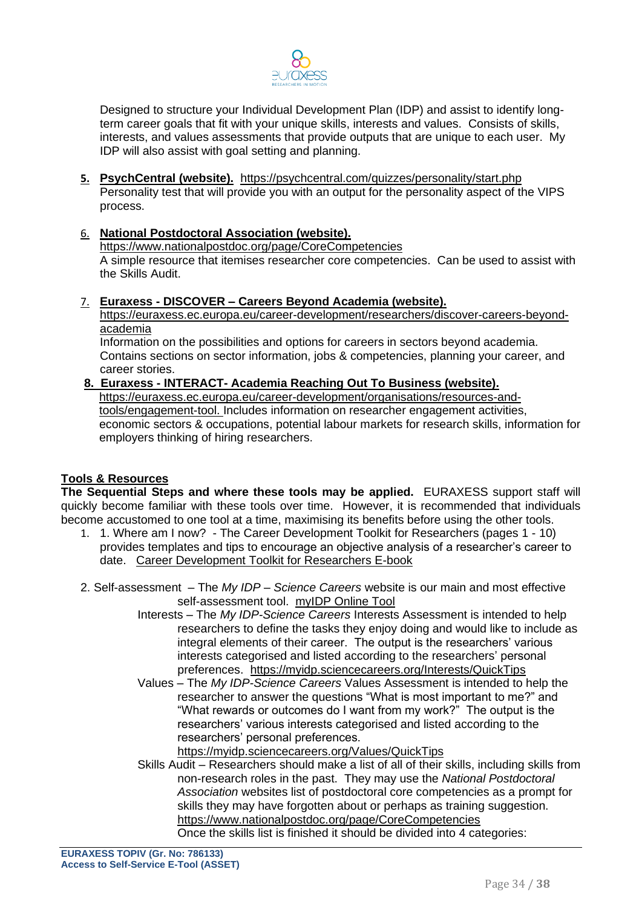Designed to structure your Individual Development Plan (IDP) and assist to identify long-term career goals that fit with your unique skills, interests and values. Consists of skills, interests, and values assessments that provide outputs that are unique to each user. My IDP will also assist with goal setting and planning.

5. **PsychCentral (website).** https://psychcentral.com/quizzes/personality/start.php
   Personality test that will provide you with an output for the personality aspect of the VIPS process.

6. **National Postdoctoral Association (website).**
   https://www.nationalpostdoc.org/page/CoreCompetencies
   A simple resource that itemises researcher core competencies. Can be used to assist with the Skills Audit.

7. **Euraxess - DISCOVER – Careers Beyond Academia (website).**
   https://euraxess.ec.europa.eu/career-development/researchers/discover-careers-beyond-academia
   Information on the possibilities and options for careers in sectors beyond academia. Contains sections on sector information, jobs & competencies, planning your career, and career stories.

8. **Euraxess - INTERACT- Academia Reaching Out To Business (website).**
   https://euraxess.ec.europa.eu/career-development/organisations/resources-and-tools/engagement-tool. Includes information on researcher engagement activities, economic sectors & occupations, potential labour markets for research skills, information for employers thinking of hiring researchers.

**Tools & Resources**

**The Sequential Steps and where these tools may be applied.** EURAXESS support staff will quickly become familiar with these tools over time. However, it is recommended that individuals become accustomed to one tool at a time, maximising its benefits before using the other tools.

1. 1. Where am I now? - The Career Development Toolkit for Researchers (pages 1 - 10) provides templates and tips to encourage an objective analysis of a researcher's career to date. Career Development Toolkit for Researchers E-book

2. Self-assessment – The *My IDP – Science Careers* website is our main and most effective self-assessment tool. myIDP Online Tool

   Interests – The *My IDP-Science Careers* Interests Assessment is intended to help researchers to define the tasks they enjoy doing and would like to include as integral elements of their career. The output is the researchers' various interests categorised and listed according to the researchers' personal preferences. https://myidp.sciencecareers.org/Interests/QuickTips

   Values – The *My IDP-Science Careers* Values Assessment is intended to help the researcher to answer the questions "What is most important to me?" and "What rewards or outcomes do I want from my work?" The output is the researchers' various interests categorised and listed according to the researchers' personal preferences. https://myidp.sciencecareers.org/Values/QuickTips

   Skills Audit – Researchers should make a list of all of their skills, including skills from non-research roles in the past. They may use the *National Postdoctoral Association* websites list of postdoctoral core competencies as a prompt for skills they may have forgotten about or perhaps as training suggestion. https://www.nationalpostdoc.org/page/CoreCompetencies
   Once the skills list is finished it should be divided into 4 categories: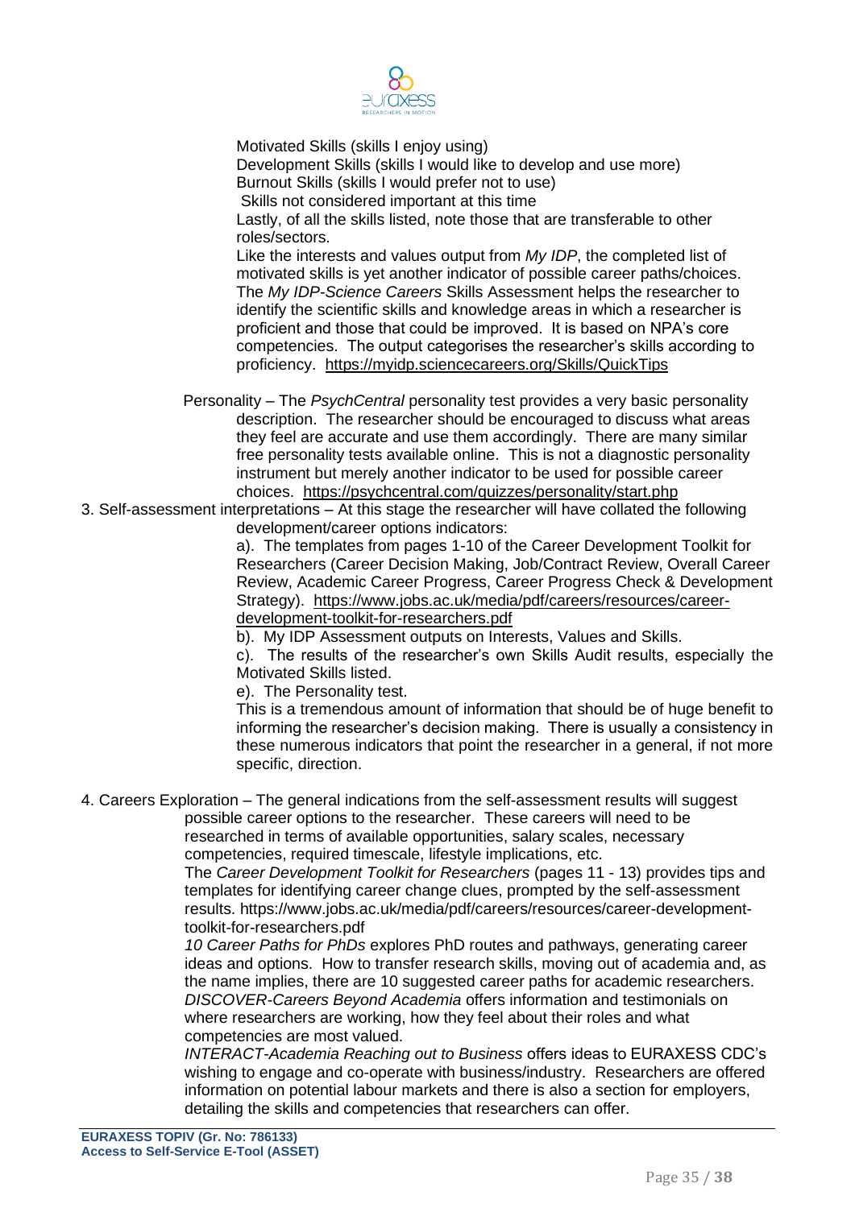Motivated Skills (skills I enjoy using)
Development Skills (skills I would like to develop and use more)
Burnout Skills (skills I would prefer not to use)
Skills not considered important at this time
Lastly, of all the skills listed, note those that are transferable to other roles/sectors.

Like the interests and values output from *My IDP*, the completed list of motivated skills is yet another indicator of possible career paths/choices. The *My IDP-Science Careers* Skills Assessment helps the researcher to identify the scientific skills and knowledge areas in which a researcher is proficient and those that could be improved. It is based on NPA's core competencies. The output categorises the researcher's skills according to proficiency. https://myidp.sciencecareers.org/Skills/QuickTips

Personality – The *PsychCentral* personality test provides a very basic personality description. The researcher should be encouraged to discuss what areas they feel are accurate and use them accordingly. There are many similar free personality tests available online. This is not a diagnostic personality instrument but merely another indicator to be used for possible career choices. https://psychcentral.com/quizzes/personality/start.php

3. Self-assessment interpretations – At this stage the researcher will have collated the following development/career options indicators:

   a). The templates from pages 1-10 of the Career Development Toolkit for Researchers (Career Decision Making, Job/Contract Review, Overall Career Review, Academic Career Progress, Career Progress Check & Development Strategy). https://www.jobs.ac.uk/media/pdf/careers/resources/career-development-toolkit-for-researchers.pdf

   b). My IDP Assessment outputs on Interests, Values and Skills.

   c). The results of the researcher's own Skills Audit results, especially the Motivated Skills listed.

   e). The Personality test.

   This is a tremendous amount of information that should be of huge benefit to informing the researcher's decision making. There is usually a consistency in these numerous indicators that point the researcher in a general, if not more specific, direction.

4. Careers Exploration – The general indications from the self-assessment results will suggest possible career options to the researcher. These careers will need to be researched in terms of available opportunities, salary scales, necessary competencies, required timescale, lifestyle implications, etc.

   The *Career Development Toolkit for Researchers* (pages 11 - 13) provides tips and templates for identifying career change clues, prompted by the self-assessment results. https://www.jobs.ac.uk/media/pdf/careers/resources/career-development-toolkit-for-researchers.pdf

   *10 Career Paths for PhDs* explores PhD routes and pathways, generating career ideas and options. How to transfer research skills, moving out of academia and, as the name implies, there are 10 suggested career paths for academic researchers.

   *DISCOVER-Careers Beyond Academia* offers information and testimonials on where researchers are working, how they feel about their roles and what competencies are most valued.

   *INTERACT-Academia Reaching out to Business* offers ideas to EURAXESS CDC's wishing to engage and co-operate with business/industry. Researchers are offered information on potential labour markets and there is also a section for employers, detailing the skills and competencies that researchers can offer.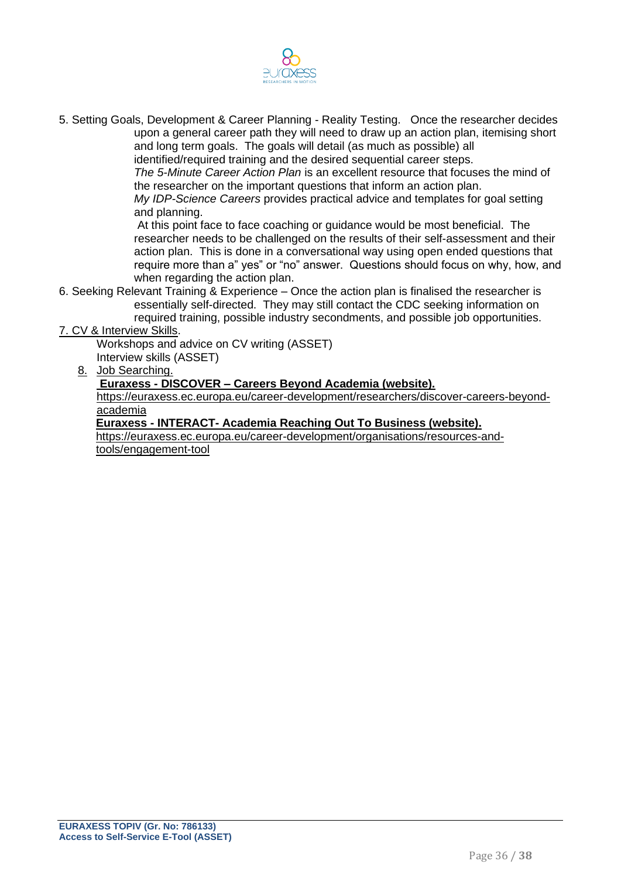5. Setting Goals, Development & Career Planning - Reality Testing. Once the researcher decides upon a general career path they will need to draw up an action plan, itemising short and long term goals. The goals will detail (as much as possible) all identified/required training and the desired sequential career steps.

   *The 5-Minute Career Action Plan* is an excellent resource that focuses the mind of the researcher on the important questions that inform an action plan.

   *My IDP-Science Careers* provides practical advice and templates for goal setting and planning.

   At this point face to face coaching or guidance would be most beneficial. The researcher needs to be challenged on the results of their self-assessment and their action plan. This is done in a conversational way using open ended questions that require more than a" yes" or "no" answer. Questions should focus on why, how, and when regarding the action plan.

6. Seeking Relevant Training & Experience – Once the action plan is finalised the researcher is essentially self-directed. They may still contact the CDC seeking information on required training, possible industry secondments, and possible job opportunities.

7. CV & Interview Skills.

   Workshops and advice on CV writing (ASSET)

   Interview skills (ASSET)

8. Job Searching.

   **Euraxess - DISCOVER – Careers Beyond Academia (website).**

   https://euraxess.ec.europa.eu/career-development/researchers/discover-careers-beyond-academia

   **Euraxess - INTERACT- Academia Reaching Out To Business (website).**

   https://euraxess.ec.europa.eu/career-development/organisations/resources-and-tools/engagement-tool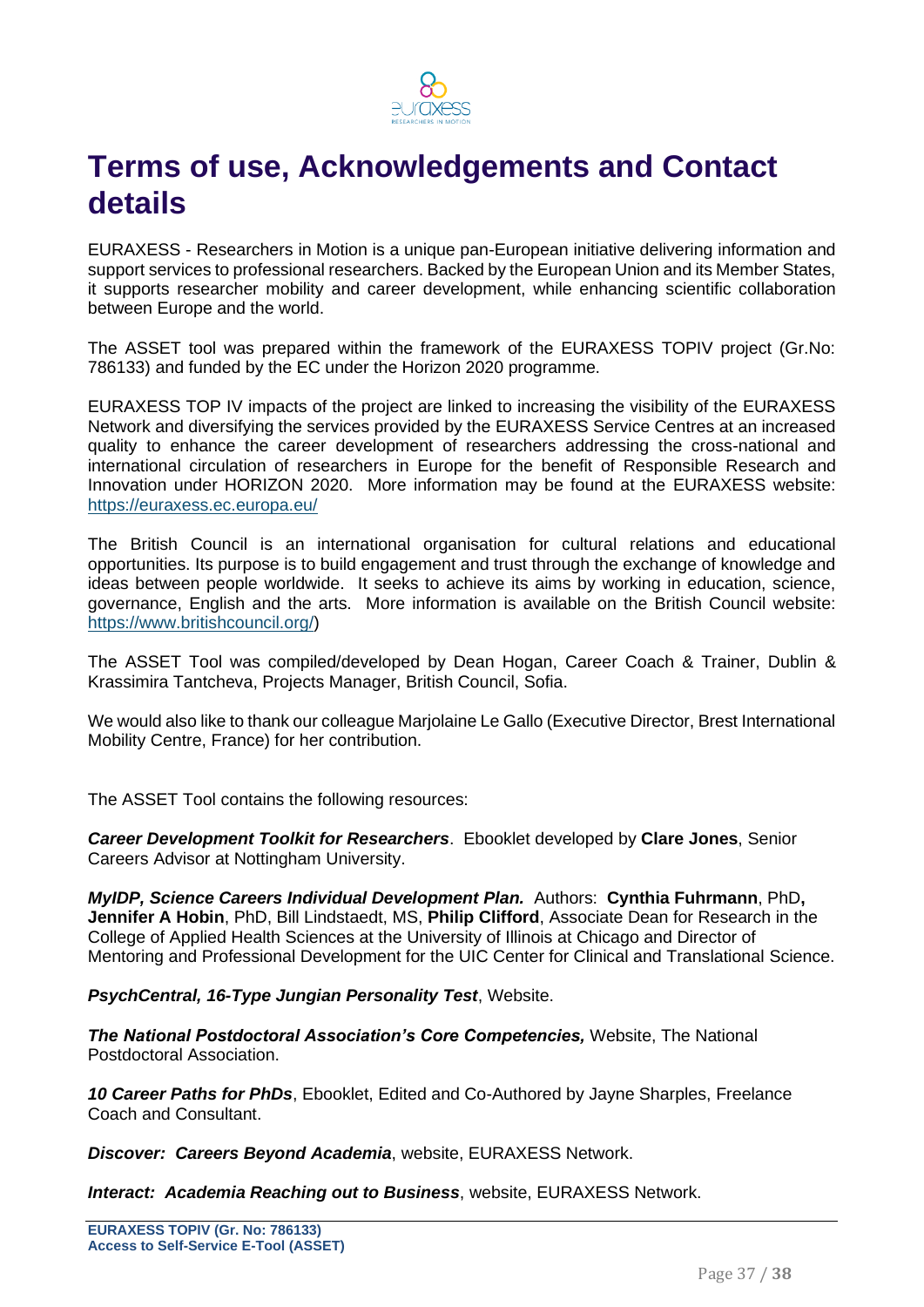# Terms of use, Acknowledgements and Contact details

EURAXESS - Researchers in Motion is a unique pan-European initiative delivering information and support services to professional researchers. Backed by the European Union and its Member States, it supports researcher mobility and career development, while enhancing scientific collaboration between Europe and the world.

The ASSET tool was prepared within the framework of the EURAXESS TOPIV project (Gr.No: 786133) and funded by the EC under the Horizon 2020 programme.

EURAXESS TOP IV impacts of the project are linked to increasing the visibility of the EURAXESS Network and diversifying the services provided by the EURAXESS Service Centres at an increased quality to enhance the career development of researchers addressing the cross-national and international circulation of researchers in Europe for the benefit of Responsible Research and Innovation under HORIZON 2020. More information may be found at the EURAXESS website: https://euraxess.ec.europa.eu/

The British Council is an international organisation for cultural relations and educational opportunities. Its purpose is to build engagement and trust through the exchange of knowledge and ideas between people worldwide. It seeks to achieve its aims by working in education, science, governance, English and the arts. More information is available on the British Council website: https://www.britishcouncil.org/)

The ASSET Tool was compiled/developed by Dean Hogan, Career Coach & Trainer, Dublin & Krassimira Tantcheva, Projects Manager, British Council, Sofia.

We would also like to thank our colleague Marjolaine Le Gallo (Executive Director, Brest International Mobility Centre, France) for her contribution.

The ASSET Tool contains the following resources:

***Career Development Toolkit for Researchers***. Ebooklet developed by **Clare Jones**, Senior Careers Advisor at Nottingham University.

***MyIDP, Science Careers Individual Development Plan.*** Authors: **Cynthia Fuhrmann**, PhD**, Jennifer A Hobin**, PhD, Bill Lindstaedt, MS, **Philip Clifford**, Associate Dean for Research in the College of Applied Health Sciences at the University of Illinois at Chicago and Director of Mentoring and Professional Development for the UIC Center for Clinical and Translational Science.

***PsychCentral, 16-Type Jungian Personality Test***, Website.

***The National Postdoctoral Association's Core Competencies,*** Website, The National Postdoctoral Association.

***10 Career Paths for PhDs***, Ebooklet, Edited and Co-Authored by Jayne Sharples, Freelance Coach and Consultant.

***Discover: Careers Beyond Academia***, website, EURAXESS Network.

***Interact: Academia Reaching out to Business***, website, EURAXESS Network.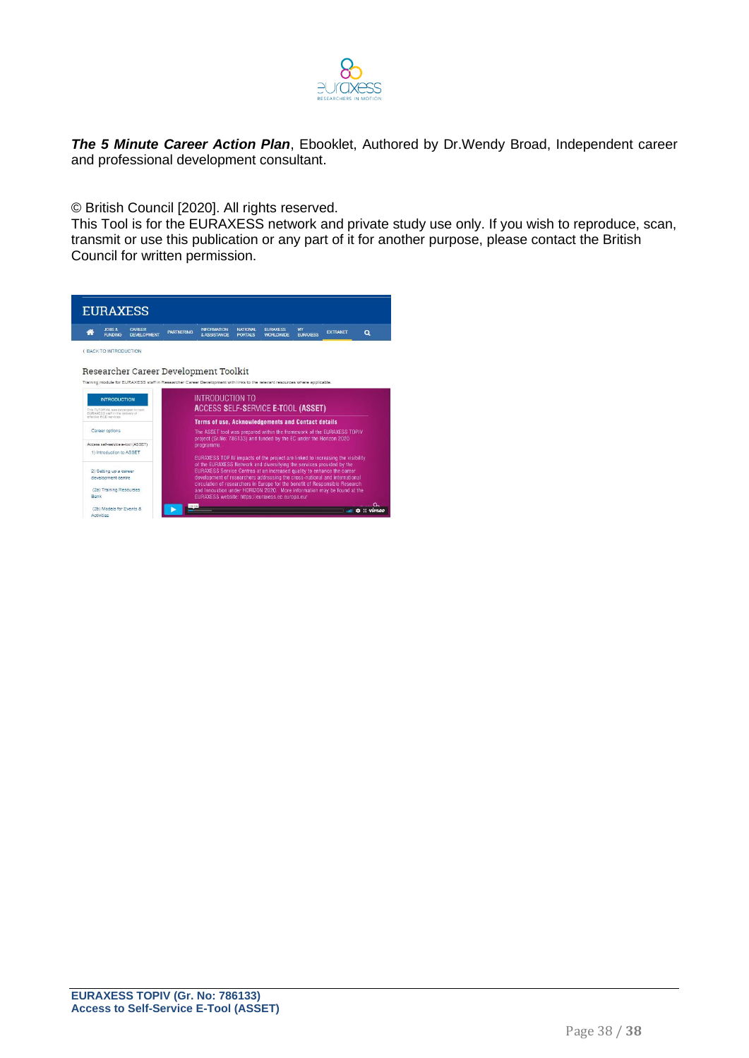***The 5 Minute Career Action Plan***, Ebooklet, Authored by Dr.Wendy Broad, Independent career and professional development consultant.

© British Council [2020]. All rights reserved.
This Tool is for the EURAXESS network and private study use only. If you wish to reproduce, scan, transmit or use this publication or any part of it for another purpose, please contact the British Council for written permission.